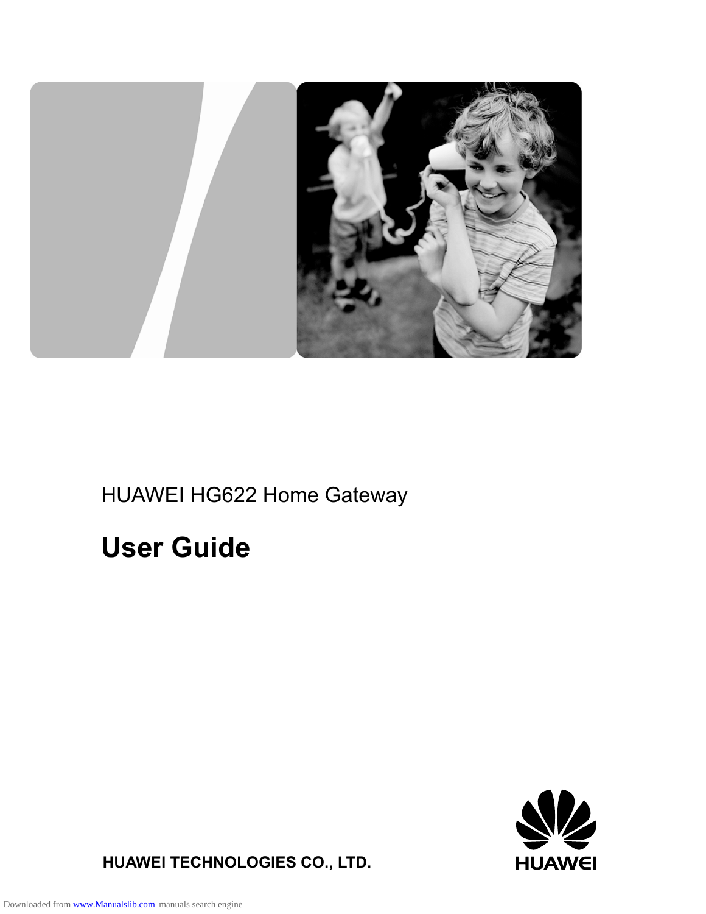HUAWEI HG622 Home Gateway

# User Guide

**HUAWEI TECHNOLOGIES CO., LTD.**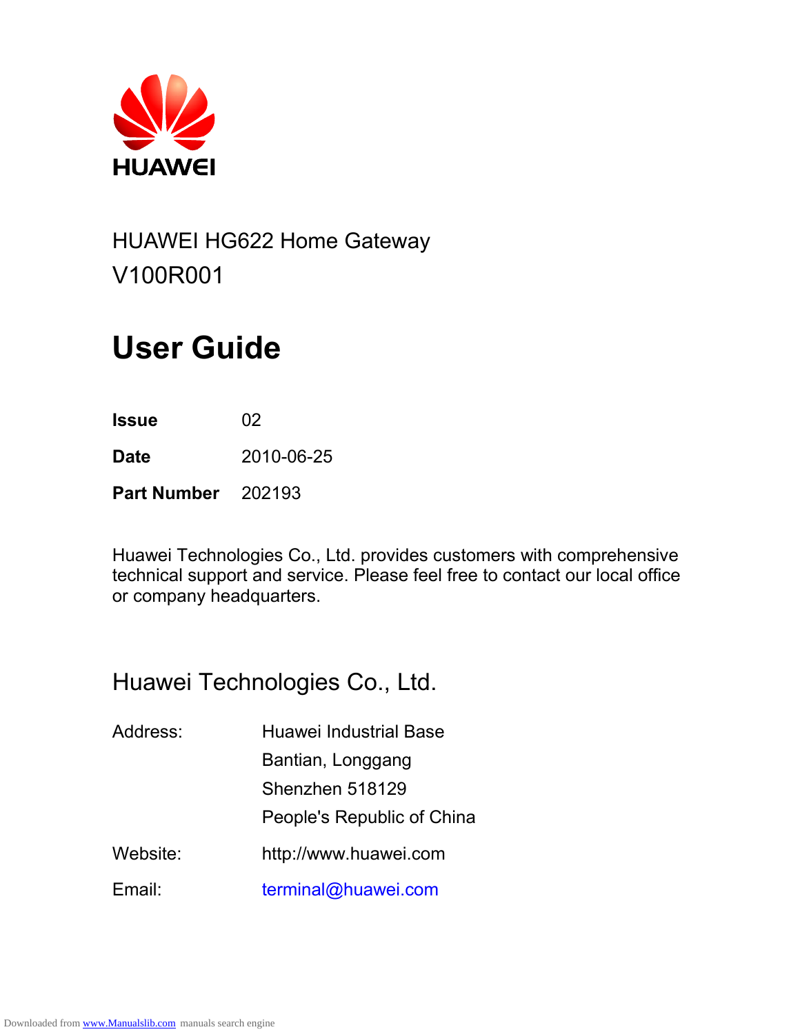HUAWEI

HUAWEI HG622 Home Gateway

V100R001

# User Guide

| | |
|---|---|
| **Issue** | 02 |
| **Date** | 2010-06-25 |
| **Part Number** | 202193 |

Huawei Technologies Co., Ltd. provides customers with comprehensive technical support and service. Please feel free to contact our local office or company headquarters.

## Huawei Technologies Co., Ltd.

| | |
|---|---|
| Address: | Huawei Industrial Base<br>Bantian, Longgang<br>Shenzhen 518129<br>People's Republic of China |
| Website: | http://www.huawei.com |
| Email: | terminal@huawei.com |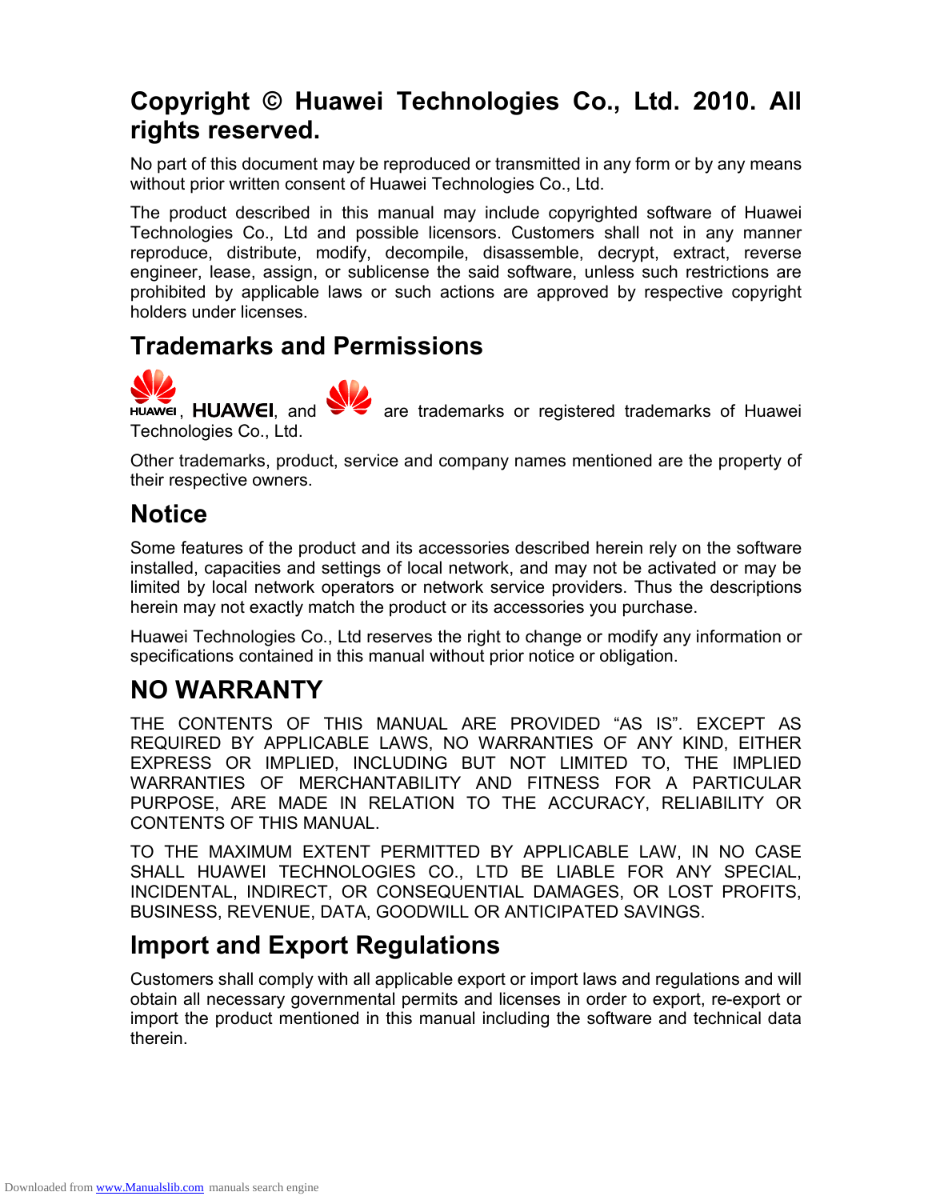# Copyright © Huawei Technologies Co., Ltd. 2010. All rights reserved.

No part of this document may be reproduced or transmitted in any form or by any means without prior written consent of Huawei Technologies Co., Ltd.

The product described in this manual may include copyrighted software of Huawei Technologies Co., Ltd and possible licensors. Customers shall not in any manner reproduce, distribute, modify, decompile, disassemble, decrypt, extract, reverse engineer, lease, assign, or sublicense the said software, unless such restrictions are prohibited by applicable laws or such actions are approved by respective copyright holders under licenses.

# Trademarks and Permissions

HUAWEI, HUAWEI, and  are trademarks or registered trademarks of Huawei Technologies Co., Ltd.

Other trademarks, product, service and company names mentioned are the property of their respective owners.

# Notice

Some features of the product and its accessories described herein rely on the software installed, capacities and settings of local network, and may not be activated or may be limited by local network operators or network service providers. Thus the descriptions herein may not exactly match the product or its accessories you purchase.

Huawei Technologies Co., Ltd reserves the right to change or modify any information or specifications contained in this manual without prior notice or obligation.

# NO WARRANTY

THE CONTENTS OF THIS MANUAL ARE PROVIDED "AS IS". EXCEPT AS REQUIRED BY APPLICABLE LAWS, NO WARRANTIES OF ANY KIND, EITHER EXPRESS OR IMPLIED, INCLUDING BUT NOT LIMITED TO, THE IMPLIED WARRANTIES OF MERCHANTABILITY AND FITNESS FOR A PARTICULAR PURPOSE, ARE MADE IN RELATION TO THE ACCURACY, RELIABILITY OR CONTENTS OF THIS MANUAL.

TO THE MAXIMUM EXTENT PERMITTED BY APPLICABLE LAW, IN NO CASE SHALL HUAWEI TECHNOLOGIES CO., LTD BE LIABLE FOR ANY SPECIAL, INCIDENTAL, INDIRECT, OR CONSEQUENTIAL DAMAGES, OR LOST PROFITS, BUSINESS, REVENUE, DATA, GOODWILL OR ANTICIPATED SAVINGS.

# Import and Export Regulations

Customers shall comply with all applicable export or import laws and regulations and will obtain all necessary governmental permits and licenses in order to export, re-export or import the product mentioned in this manual including the software and technical data therein.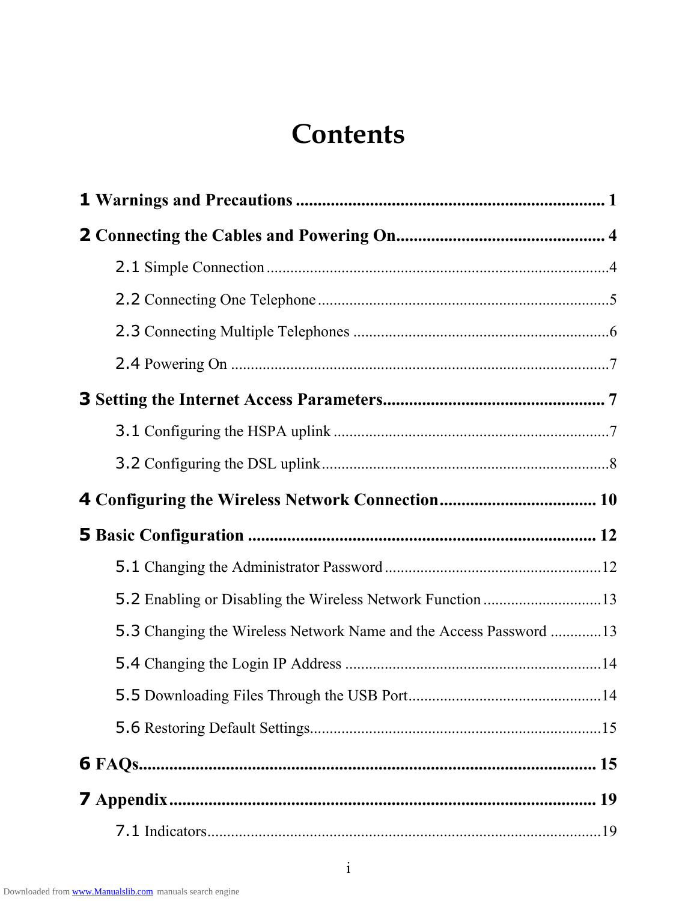# Contents

**1 Warnings and Precautions ...................................................................... 1**

**2 Connecting the Cables and Powering On............................................... 4**

2.1 Simple Connection ......................................................................................4

2.2 Connecting One Telephone .........................................................................5

2.3 Connecting Multiple Telephones ................................................................6

2.4 Powering On ..............................................................................................7

**3 Setting the Internet Access Parameters.................................................. 7**

3.1 Configuring the HSPA uplink .....................................................................7

3.2 Configuring the DSL uplink........................................................................8

**4 Configuring the Wireless Network Connection.................................... 10**

**5 Basic Configuration .............................................................................. 12**

5.1 Changing the Administrator Password ......................................................12

5.2 Enabling or Disabling the Wireless Network Function ..............................13

5.3 Changing the Wireless Network Name and the Access Password .............13

5.4 Changing the Login IP Address ................................................................14

5.5 Downloading Files Through the USB Port................................................14

5.6 Restoring Default Settings.........................................................................15

**6 FAQs...................................................................................................... 15**

**7 Appendix ............................................................................................... 19**

7.1 Indicators...................................................................................................19

Downloaded from www.Manualslib.com manuals search engine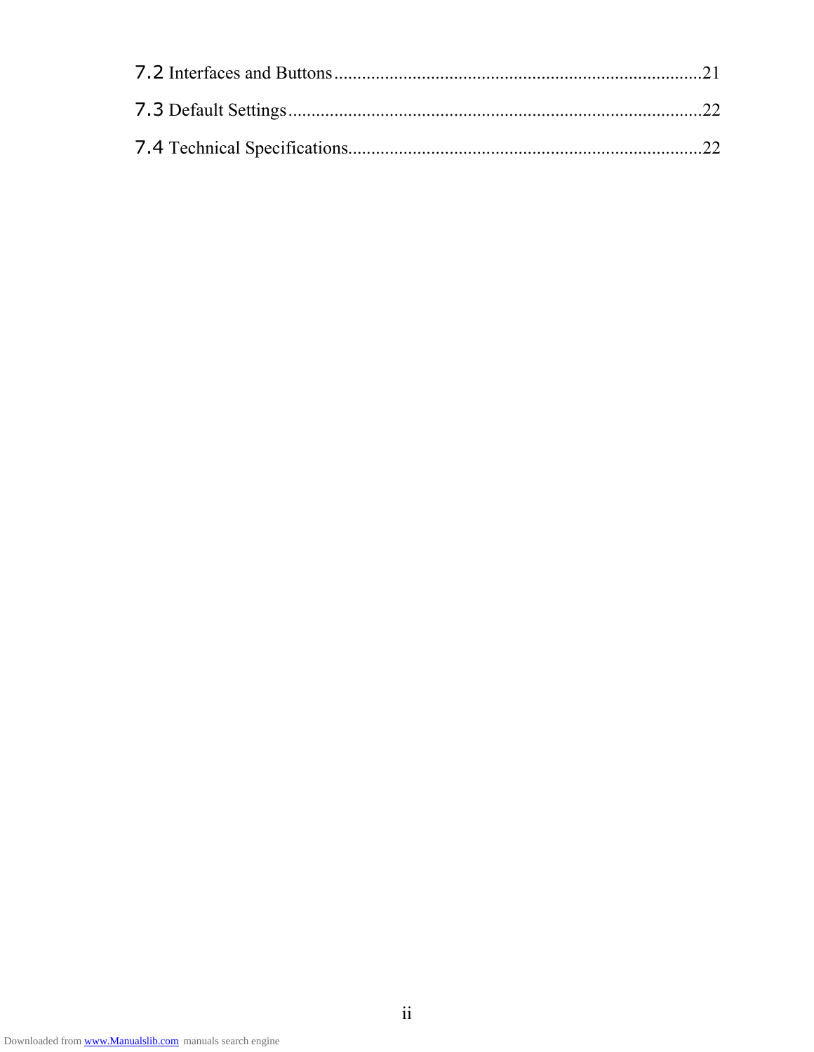7.2 Interfaces and Buttons..............................................................................21

7.3 Default Settings.......................................................................................22

7.4 Technical Specifications...........................................................................22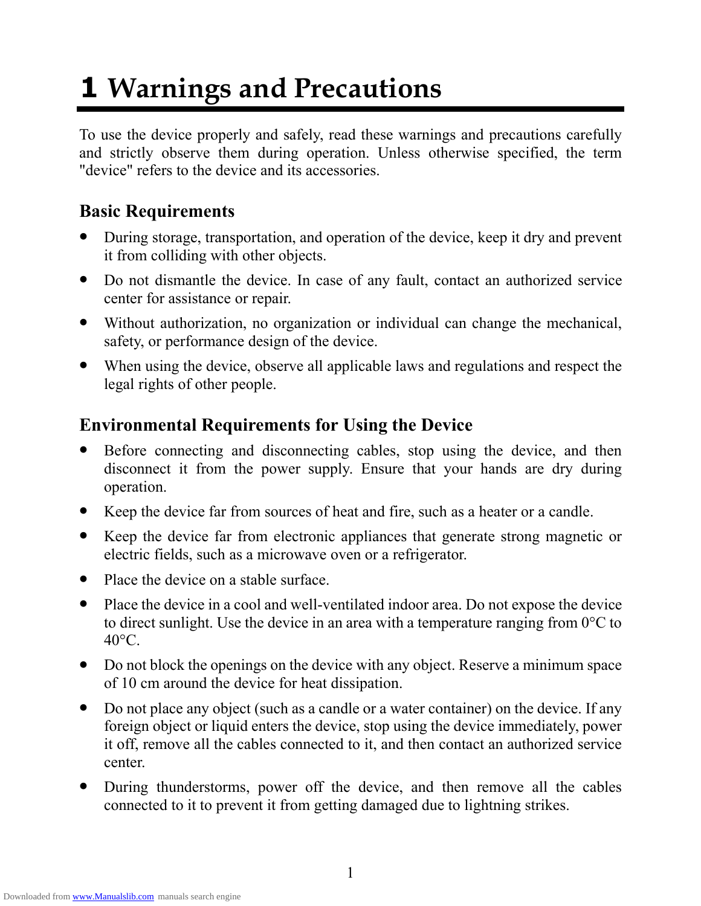# 1 Warnings and Precautions

To use the device properly and safely, read these warnings and precautions carefully and strictly observe them during operation. Unless otherwise specified, the term "device" refers to the device and its accessories.

## Basic Requirements

- During storage, transportation, and operation of the device, keep it dry and prevent it from colliding with other objects.
- Do not dismantle the device. In case of any fault, contact an authorized service center for assistance or repair.
- Without authorization, no organization or individual can change the mechanical, safety, or performance design of the device.
- When using the device, observe all applicable laws and regulations and respect the legal rights of other people.

## Environmental Requirements for Using the Device

- Before connecting and disconnecting cables, stop using the device, and then disconnect it from the power supply. Ensure that your hands are dry during operation.
- Keep the device far from sources of heat and fire, such as a heater or a candle.
- Keep the device far from electronic appliances that generate strong magnetic or electric fields, such as a microwave oven or a refrigerator.
- Place the device on a stable surface.
- Place the device in a cool and well-ventilated indoor area. Do not expose the device to direct sunlight. Use the device in an area with a temperature ranging from 0°C to 40°C.
- Do not block the openings on the device with any object. Reserve a minimum space of 10 cm around the device for heat dissipation.
- Do not place any object (such as a candle or a water container) on the device. If any foreign object or liquid enters the device, stop using the device immediately, power it off, remove all the cables connected to it, and then contact an authorized service center.
- During thunderstorms, power off the device, and then remove all the cables connected to it to prevent it from getting damaged due to lightning strikes.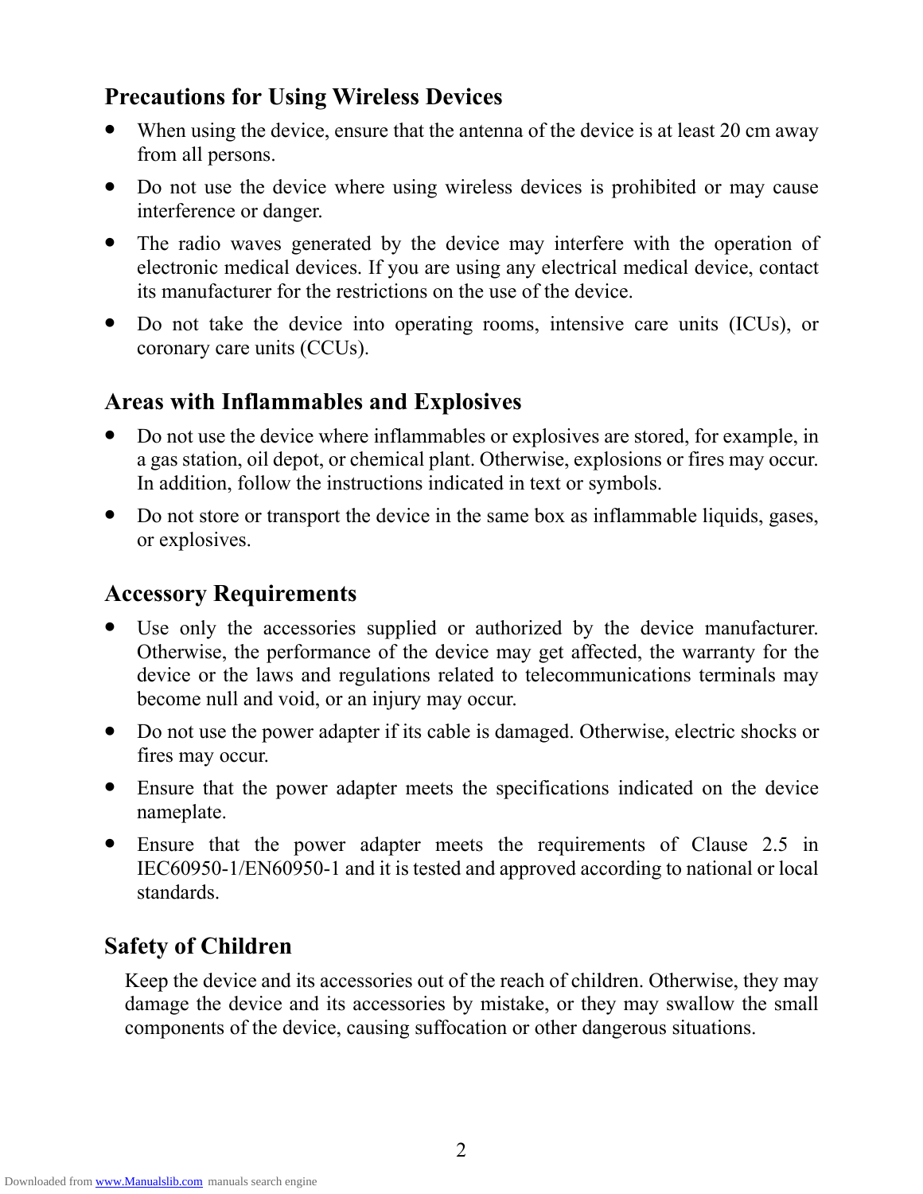## Precautions for Using Wireless Devices

- When using the device, ensure that the antenna of the device is at least 20 cm away from all persons.
- Do not use the device where using wireless devices is prohibited or may cause interference or danger.
- The radio waves generated by the device may interfere with the operation of electronic medical devices. If you are using any electrical medical device, contact its manufacturer for the restrictions on the use of the device.
- Do not take the device into operating rooms, intensive care units (ICUs), or coronary care units (CCUs).

## Areas with Inflammables and Explosives

- Do not use the device where inflammables or explosives are stored, for example, in a gas station, oil depot, or chemical plant. Otherwise, explosions or fires may occur. In addition, follow the instructions indicated in text or symbols.
- Do not store or transport the device in the same box as inflammable liquids, gases, or explosives.

## Accessory Requirements

- Use only the accessories supplied or authorized by the device manufacturer. Otherwise, the performance of the device may get affected, the warranty for the device or the laws and regulations related to telecommunications terminals may become null and void, or an injury may occur.
- Do not use the power adapter if its cable is damaged. Otherwise, electric shocks or fires may occur.
- Ensure that the power adapter meets the specifications indicated on the device nameplate.
- Ensure that the power adapter meets the requirements of Clause 2.5 in IEC60950-1/EN60950-1 and it is tested and approved according to national or local standards.

## Safety of Children

Keep the device and its accessories out of the reach of children. Otherwise, they may damage the device and its accessories by mistake, or they may swallow the small components of the device, causing suffocation or other dangerous situations.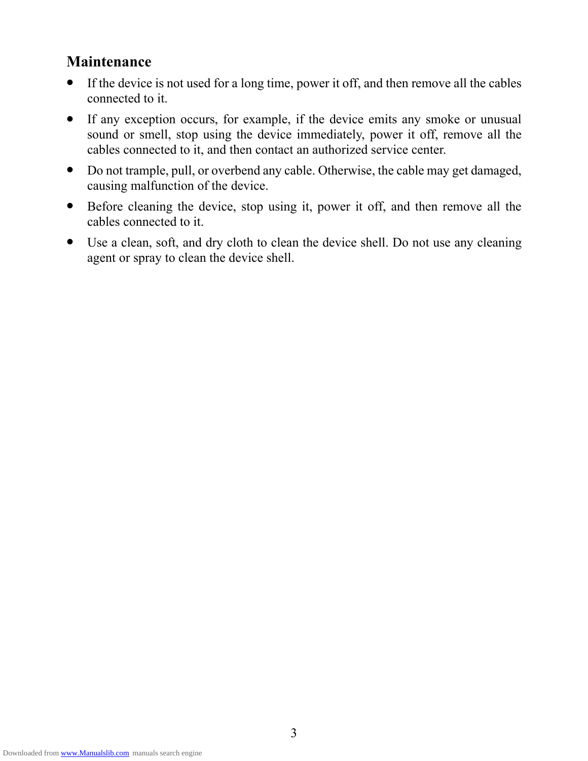## Maintenance

- If the device is not used for a long time, power it off, and then remove all the cables connected to it.
- If any exception occurs, for example, if the device emits any smoke or unusual sound or smell, stop using the device immediately, power it off, remove all the cables connected to it, and then contact an authorized service center.
- Do not trample, pull, or overbend any cable. Otherwise, the cable may get damaged, causing malfunction of the device.
- Before cleaning the device, stop using it, power it off, and then remove all the cables connected to it.
- Use a clean, soft, and dry cloth to clean the device shell. Do not use any cleaning agent or spray to clean the device shell.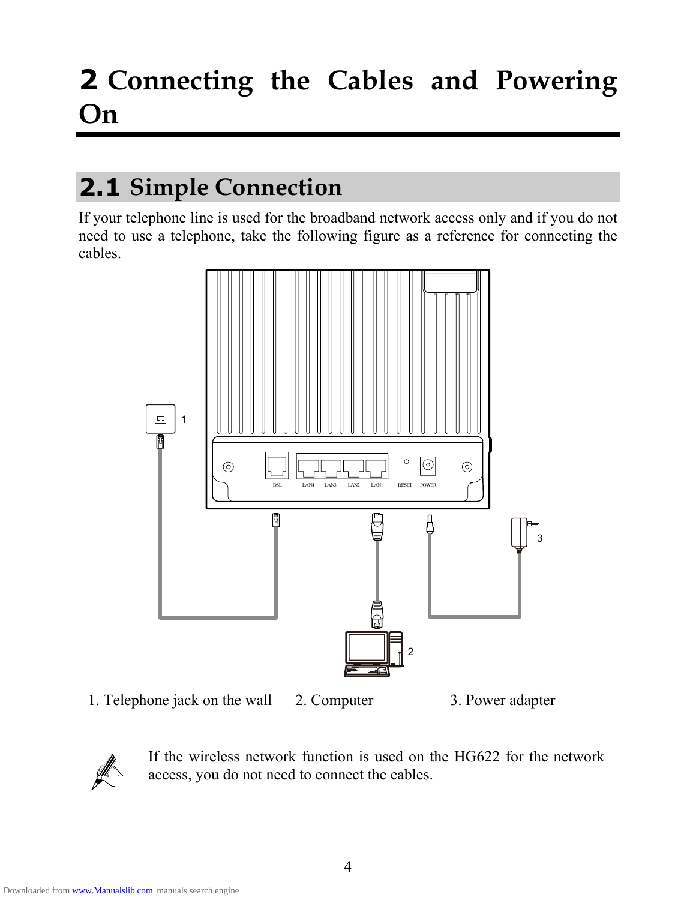# 2 Connecting the Cables and Powering On

## 2.1 Simple Connection

If your telephone line is used for the broadband network access only and if you do not need to use a telephone, take the following figure as a reference for connecting the cables.

1. Telephone jack on the wall 2. Computer 3. Power adapter

If the wireless network function is used on the HG622 for the network access, you do not need to connect the cables.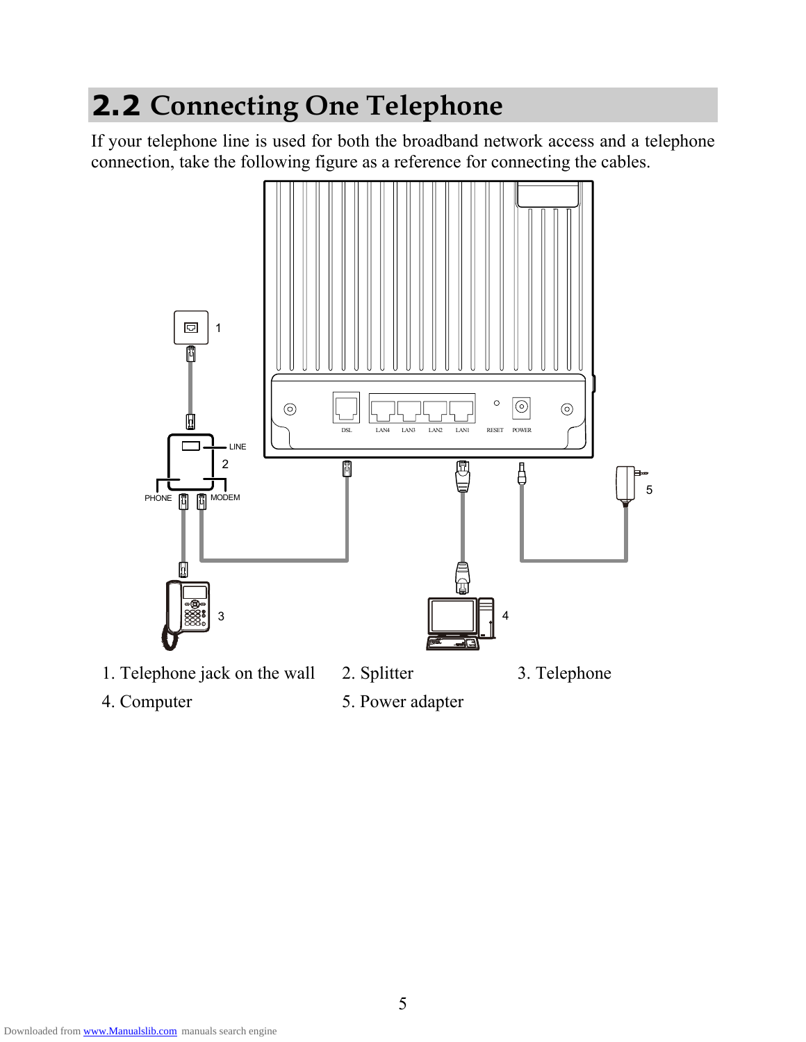## 2.2 Connecting One Telephone

If your telephone line is used for both the broadband network access and a telephone connection, take the following figure as a reference for connecting the cables.

1. Telephone jack on the wall
2. Splitter
3. Telephone
4. Computer
5. Power adapter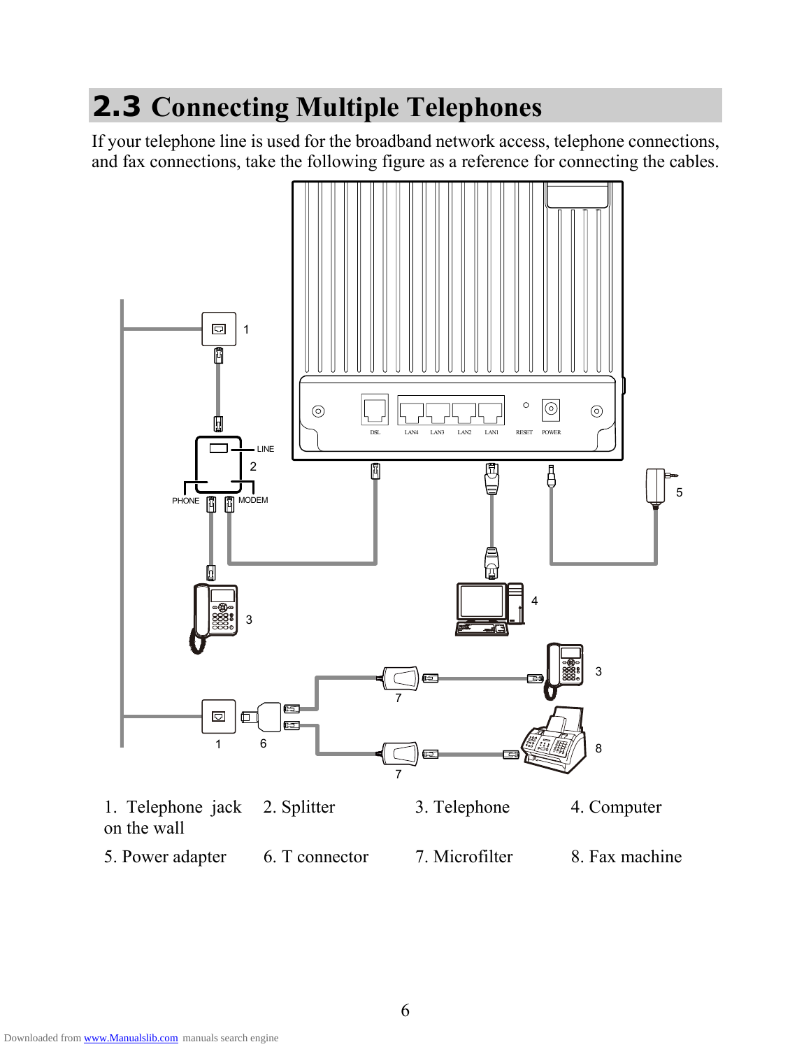## 2.3 Connecting Multiple Telephones

If your telephone line is used for the broadband network access, telephone connections, and fax connections, take the following figure as a reference for connecting the cables.

| | | | |
|---|---|---|---|
| 1. Telephone jack on the wall | 2. Splitter | 3. Telephone | 4. Computer |
| 5. Power adapter | 6. T connector | 7. Microfilter | 8. Fax machine |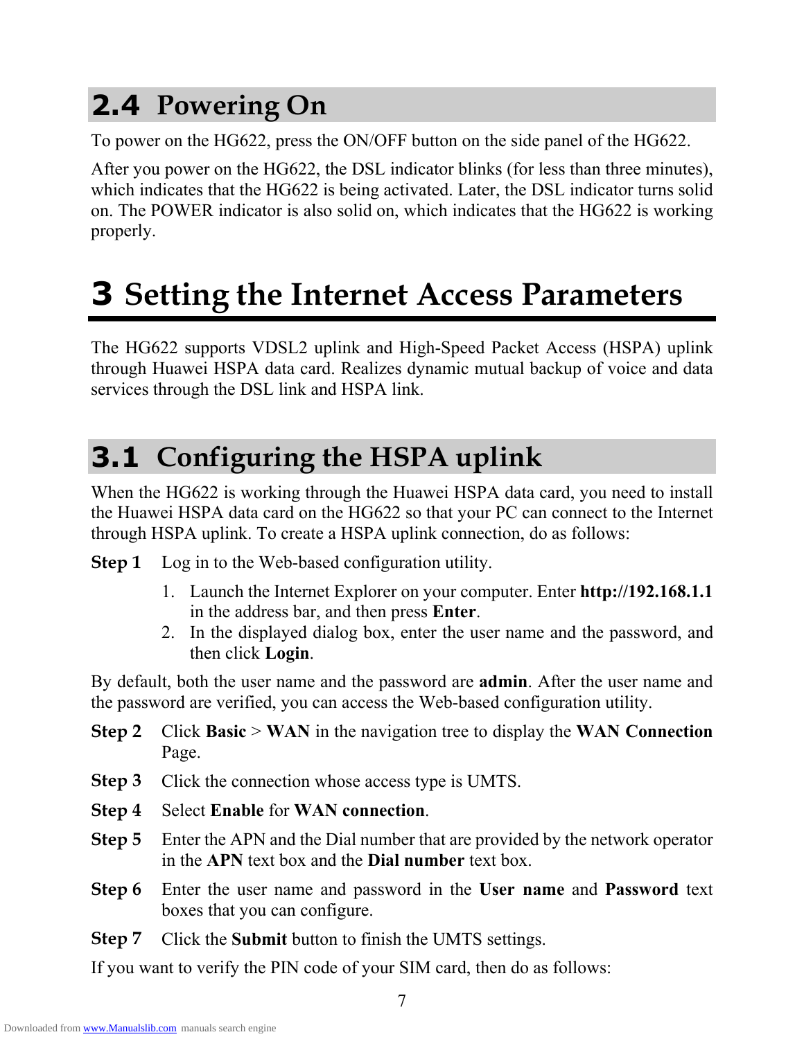## 2.4 Powering On

To power on the HG622, press the ON/OFF button on the side panel of the HG622.

After you power on the HG622, the DSL indicator blinks (for less than three minutes), which indicates that the HG622 is being activated. Later, the DSL indicator turns solid on. The POWER indicator is also solid on, which indicates that the HG622 is working properly.

# 3 Setting the Internet Access Parameters

The HG622 supports VDSL2 uplink and High-Speed Packet Access (HSPA) uplink through Huawei HSPA data card. Realizes dynamic mutual backup of voice and data services through the DSL link and HSPA link.

## 3.1 Configuring the HSPA uplink

When the HG622 is working through the Huawei HSPA data card, you need to install the Huawei HSPA data card on the HG622 so that your PC can connect to the Internet through HSPA uplink. To create a HSPA uplink connection, do as follows:

**Step 1** Log in to the Web-based configuration utility.

1. Launch the Internet Explorer on your computer. Enter **http://192.168.1.1** in the address bar, and then press **Enter**.
2. In the displayed dialog box, enter the user name and the password, and then click **Login**.

By default, both the user name and the password are **admin**. After the user name and the password are verified, you can access the Web-based configuration utility.

**Step 2** Click **Basic** > **WAN** in the navigation tree to display the **WAN Connection** Page.

**Step 3** Click the connection whose access type is UMTS.

**Step 4** Select **Enable** for **WAN connection**.

**Step 5** Enter the APN and the Dial number that are provided by the network operator in the **APN** text box and the **Dial number** text box.

**Step 6** Enter the user name and password in the **User name** and **Password** text boxes that you can configure.

**Step 7** Click the **Submit** button to finish the UMTS settings.

If you want to verify the PIN code of your SIM card, then do as follows: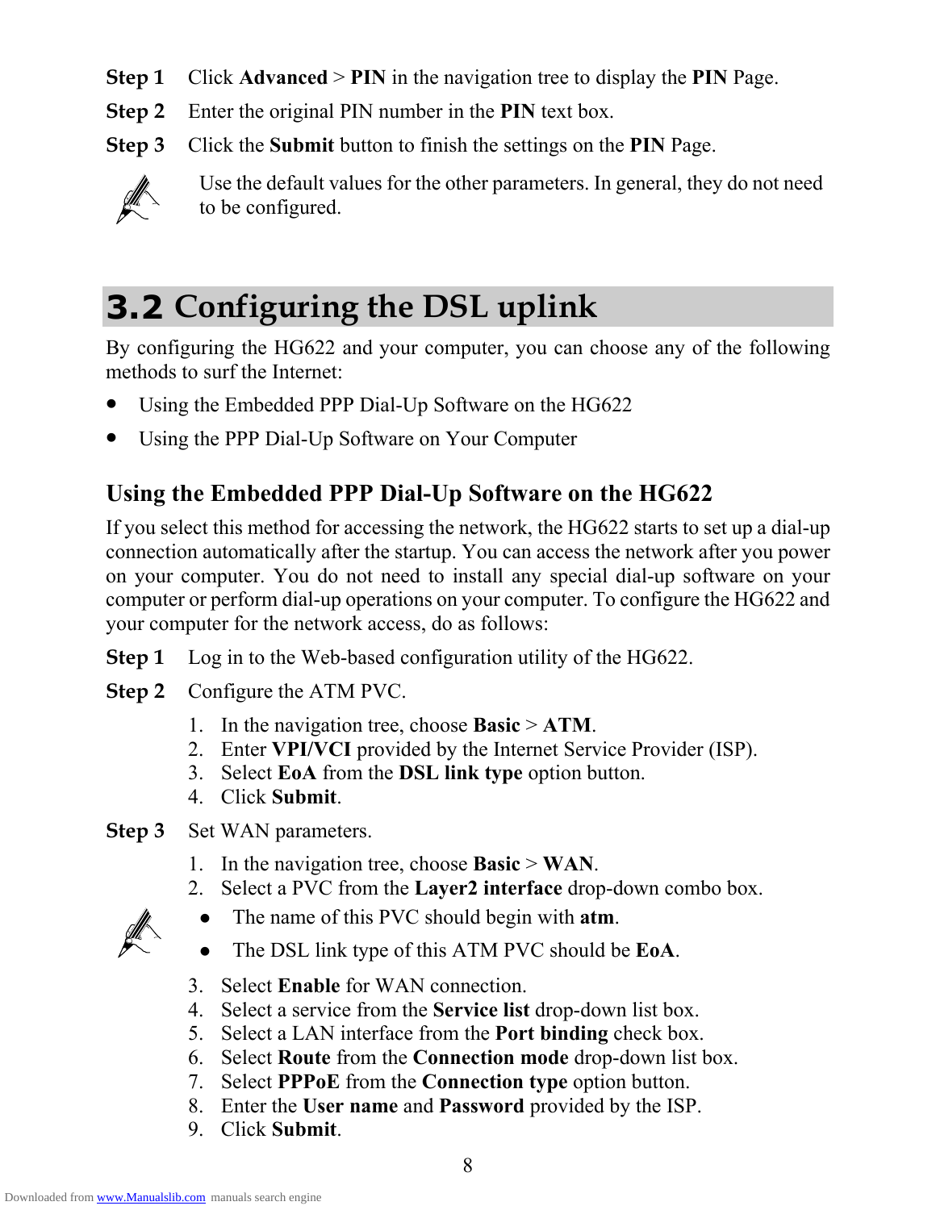**Step 1** Click **Advanced** > **PIN** in the navigation tree to display the **PIN** Page.

**Step 2** Enter the original PIN number in the **PIN** text box.

**Step 3** Click the **Submit** button to finish the settings on the **PIN** Page.

Use the default values for the other parameters. In general, they do not need to be configured.

## 3.2 Configuring the DSL uplink

By configuring the HG622 and your computer, you can choose any of the following methods to surf the Internet:

- Using the Embedded PPP Dial-Up Software on the HG622
- Using the PPP Dial-Up Software on Your Computer

### Using the Embedded PPP Dial-Up Software on the HG622

If you select this method for accessing the network, the HG622 starts to set up a dial-up connection automatically after the startup. You can access the network after you power on your computer. You do not need to install any special dial-up software on your computer or perform dial-up operations on your computer. To configure the HG622 and your computer for the network access, do as follows:

**Step 1** Log in to the Web-based configuration utility of the HG622.

**Step 2** Configure the ATM PVC.

1. In the navigation tree, choose **Basic** > **ATM**.
2. Enter **VPI/VCI** provided by the Internet Service Provider (ISP).
3. Select **EoA** from the **DSL link type** option button.
4. Click **Submit**.

**Step 3** Set WAN parameters.

1. In the navigation tree, choose **Basic** > **WAN**.
2. Select a PVC from the **Layer2 interface** drop-down combo box.
   - The name of this PVC should begin with **atm**.
   - The DSL link type of this ATM PVC should be **EoA**.
3. Select **Enable** for WAN connection.
4. Select a service from the **Service list** drop-down list box.
5. Select a LAN interface from the **Port binding** check box.
6. Select **Route** from the **Connection mode** drop-down list box.
7. Select **PPPoE** from the **Connection type** option button.
8. Enter the **User name** and **Password** provided by the ISP.
9. Click **Submit**.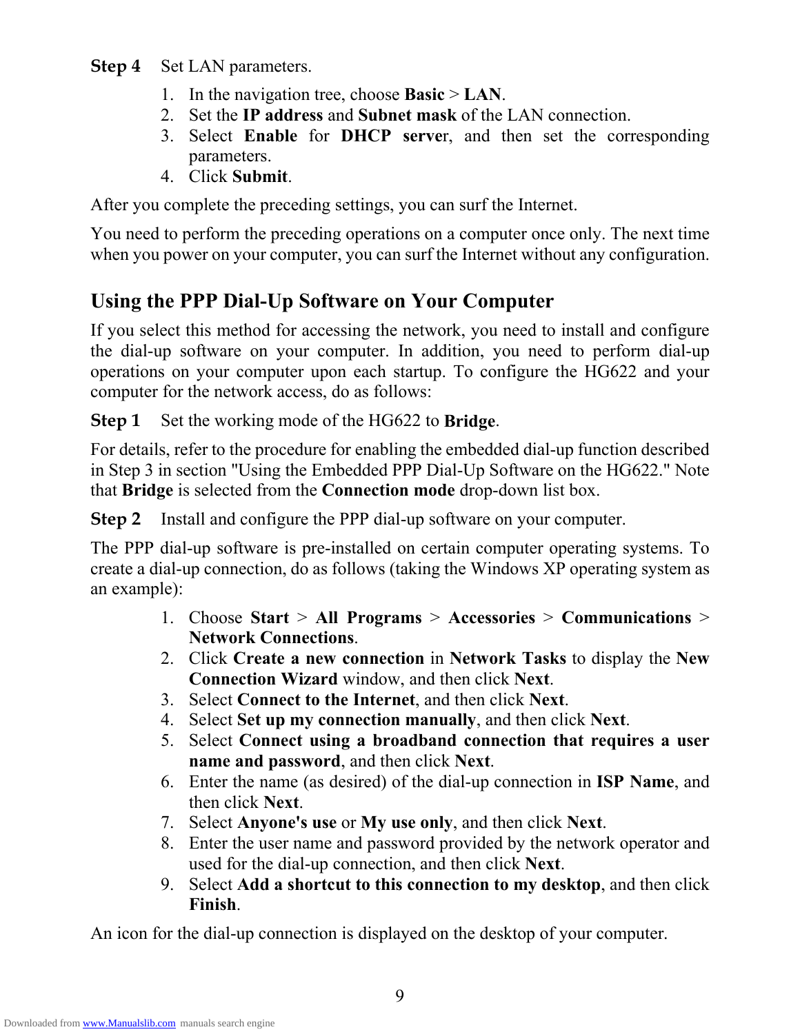**Step 4** Set LAN parameters.

1. In the navigation tree, choose **Basic** > **LAN**.
2. Set the **IP address** and **Subnet mask** of the LAN connection.
3. Select **Enable** for **DHCP server**, and then set the corresponding parameters.
4. Click **Submit**.

After you complete the preceding settings, you can surf the Internet.

You need to perform the preceding operations on a computer once only. The next time when you power on your computer, you can surf the Internet without any configuration.

## Using the PPP Dial-Up Software on Your Computer

If you select this method for accessing the network, you need to install and configure the dial-up software on your computer. In addition, you need to perform dial-up operations on your computer upon each startup. To configure the HG622 and your computer for the network access, do as follows:

**Step 1** Set the working mode of the HG622 to **Bridge**.

For details, refer to the procedure for enabling the embedded dial-up function described in Step 3 in section "Using the Embedded PPP Dial-Up Software on the HG622." Note that **Bridge** is selected from the **Connection mode** drop-down list box.

**Step 2** Install and configure the PPP dial-up software on your computer.

The PPP dial-up software is pre-installed on certain computer operating systems. To create a dial-up connection, do as follows (taking the Windows XP operating system as an example):

1. Choose **Start** > **All Programs** > **Accessories** > **Communications** > **Network Connections**.
2. Click **Create a new connection** in **Network Tasks** to display the **New Connection Wizard** window, and then click **Next**.
3. Select **Connect to the Internet**, and then click **Next**.
4. Select **Set up my connection manually**, and then click **Next**.
5. Select **Connect using a broadband connection that requires a user name and password**, and then click **Next**.
6. Enter the name (as desired) of the dial-up connection in **ISP Name**, and then click **Next**.
7. Select **Anyone's use** or **My use only**, and then click **Next**.
8. Enter the user name and password provided by the network operator and used for the dial-up connection, and then click **Next**.
9. Select **Add a shortcut to this connection to my desktop**, and then click **Finish**.

An icon for the dial-up connection is displayed on the desktop of your computer.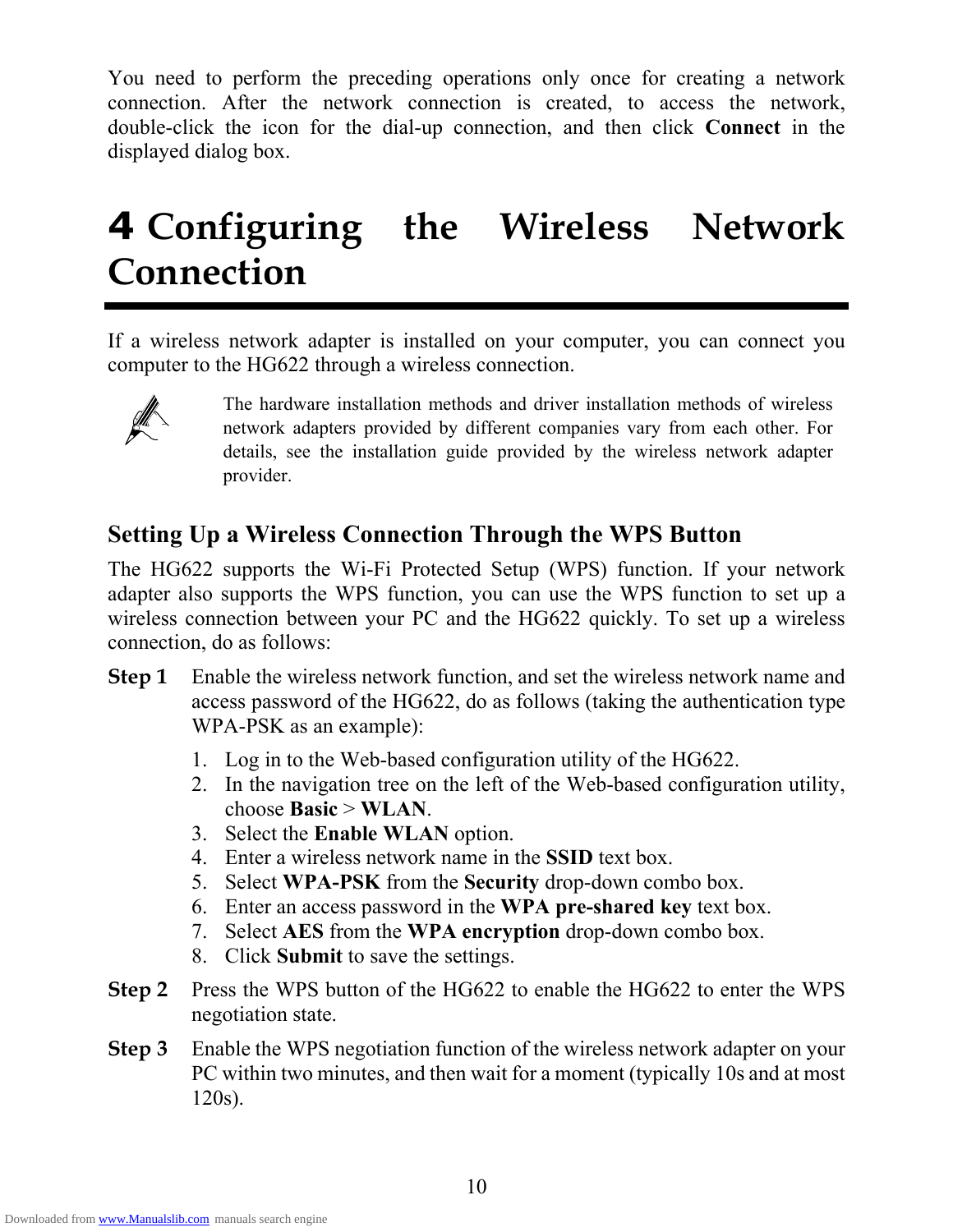You need to perform the preceding operations only once for creating a network connection. After the network connection is created, to access the network, double-click the icon for the dial-up connection, and then click **Connect** in the displayed dialog box.

# 4 Configuring the Wireless Network Connection

If a wireless network adapter is installed on your computer, you can connect you computer to the HG622 through a wireless connection.

The hardware installation methods and driver installation methods of wireless network adapters provided by different companies vary from each other. For details, see the installation guide provided by the wireless network adapter provider.

### Setting Up a Wireless Connection Through the WPS Button

The HG622 supports the Wi-Fi Protected Setup (WPS) function. If your network adapter also supports the WPS function, you can use the WPS function to set up a wireless connection between your PC and the HG622 quickly. To set up a wireless connection, do as follows:

**Step 1** Enable the wireless network function, and set the wireless network name and access password of the HG622, do as follows (taking the authentication type WPA-PSK as an example):

1. Log in to the Web-based configuration utility of the HG622.
2. In the navigation tree on the left of the Web-based configuration utility, choose **Basic** > **WLAN**.
3. Select the **Enable WLAN** option.
4. Enter a wireless network name in the **SSID** text box.
5. Select **WPA-PSK** from the **Security** drop-down combo box.
6. Enter an access password in the **WPA pre-shared key** text box.
7. Select **AES** from the **WPA encryption** drop-down combo box.
8. Click **Submit** to save the settings.

**Step 2** Press the WPS button of the HG622 to enable the HG622 to enter the WPS negotiation state.

**Step 3** Enable the WPS negotiation function of the wireless network adapter on your PC within two minutes, and then wait for a moment (typically 10s and at most 120s).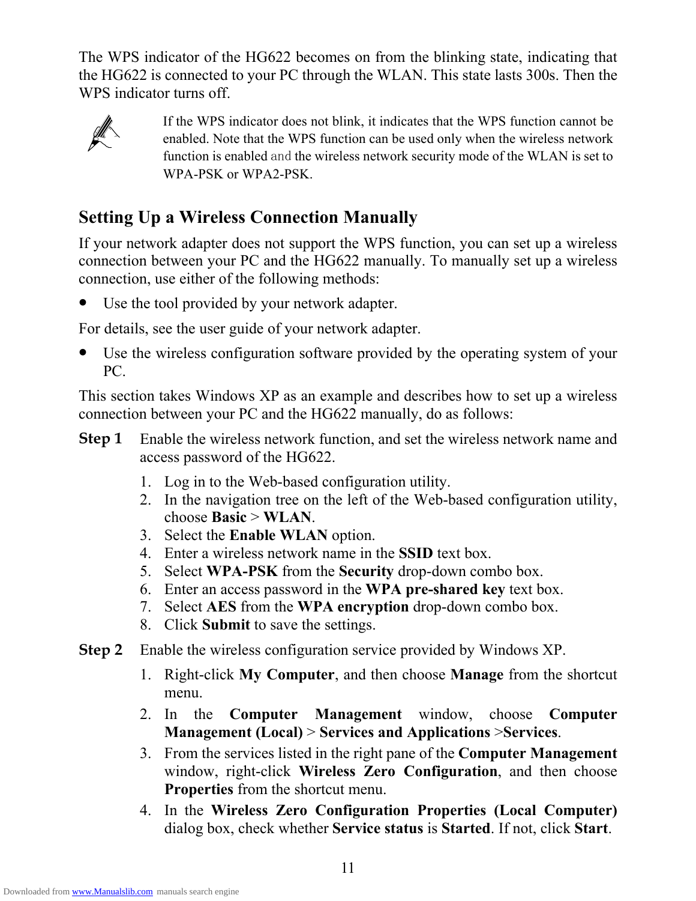The WPS indicator of the HG622 becomes on from the blinking state, indicating that the HG622 is connected to your PC through the WLAN. This state lasts 300s. Then the WPS indicator turns off.

> If the WPS indicator does not blink, it indicates that the WPS function cannot be enabled. Note that the WPS function can be used only when the wireless network function is enabled and the wireless network security mode of the WLAN is set to WPA-PSK or WPA2-PSK.

### Setting Up a Wireless Connection Manually

If your network adapter does not support the WPS function, you can set up a wireless connection between your PC and the HG622 manually. To manually set up a wireless connection, use either of the following methods:

- Use the tool provided by your network adapter.

For details, see the user guide of your network adapter.

- Use the wireless configuration software provided by the operating system of your PC.

This section takes Windows XP as an example and describes how to set up a wireless connection between your PC and the HG622 manually, do as follows:

**Step 1** Enable the wireless network function, and set the wireless network name and access password of the HG622.

1. Log in to the Web-based configuration utility.
2. In the navigation tree on the left of the Web-based configuration utility, choose **Basic** > **WLAN**.
3. Select the **Enable WLAN** option.
4. Enter a wireless network name in the **SSID** text box.
5. Select **WPA-PSK** from the **Security** drop-down combo box.
6. Enter an access password in the **WPA pre-shared key** text box.
7. Select **AES** from the **WPA encryption** drop-down combo box.
8. Click **Submit** to save the settings.

**Step 2** Enable the wireless configuration service provided by Windows XP.

1. Right-click **My Computer**, and then choose **Manage** from the shortcut menu.
2. In the **Computer Management** window, choose **Computer Management (Local)** > **Services and Applications** >**Services**.
3. From the services listed in the right pane of the **Computer Management** window, right-click **Wireless Zero Configuration**, and then choose **Properties** from the shortcut menu.
4. In the **Wireless Zero Configuration Properties (Local Computer)** dialog box, check whether **Service status** is **Started**. If not, click **Start**.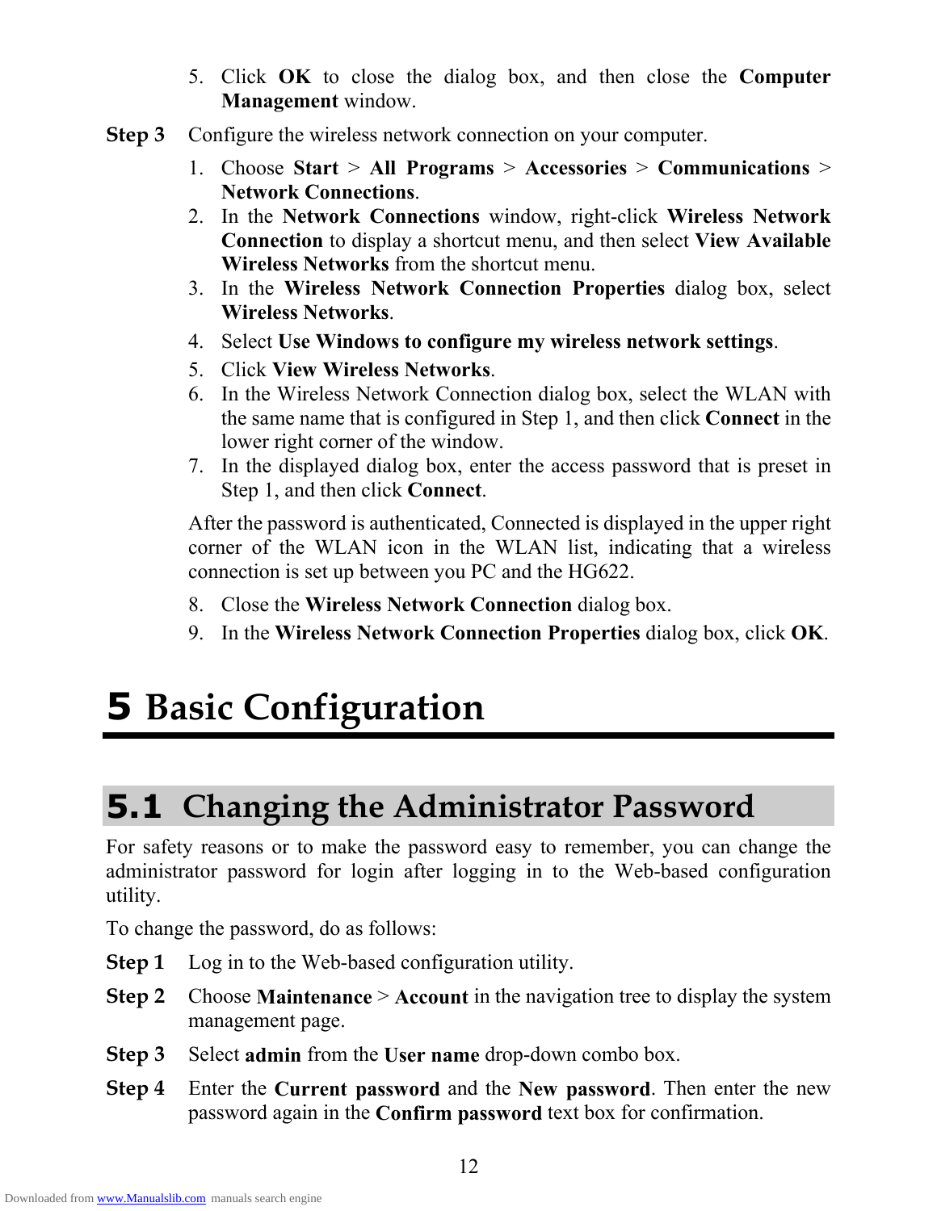5. Click **OK** to close the dialog box, and then close the **Computer Management** window.

**Step 3** Configure the wireless network connection on your computer.

1. Choose **Start** > **All Programs** > **Accessories** > **Communications** > **Network Connections**.
2. In the **Network Connections** window, right-click **Wireless Network Connection** to display a shortcut menu, and then select **View Available Wireless Networks** from the shortcut menu.
3. In the **Wireless Network Connection Properties** dialog box, select **Wireless Networks**.
4. Select **Use Windows to configure my wireless network settings**.
5. Click **View Wireless Networks**.
6. In the Wireless Network Connection dialog box, select the WLAN with the same name that is configured in Step 1, and then click **Connect** in the lower right corner of the window.
7. In the displayed dialog box, enter the access password that is preset in Step 1, and then click **Connect**.

After the password is authenticated, Connected is displayed in the upper right corner of the WLAN icon in the WLAN list, indicating that a wireless connection is set up between you PC and the HG622.

8. Close the **Wireless Network Connection** dialog box.
9. In the **Wireless Network Connection Properties** dialog box, click **OK**.

# 5 Basic Configuration

## 5.1 Changing the Administrator Password

For safety reasons or to make the password easy to remember, you can change the administrator password for login after logging in to the Web-based configuration utility.

To change the password, do as follows:

**Step 1** Log in to the Web-based configuration utility.

**Step 2** Choose **Maintenance** > **Account** in the navigation tree to display the system management page.

**Step 3** Select **admin** from the **User name** drop-down combo box.

**Step 4** Enter the **Current password** and the **New password**. Then enter the new password again in the **Confirm password** text box for confirmation.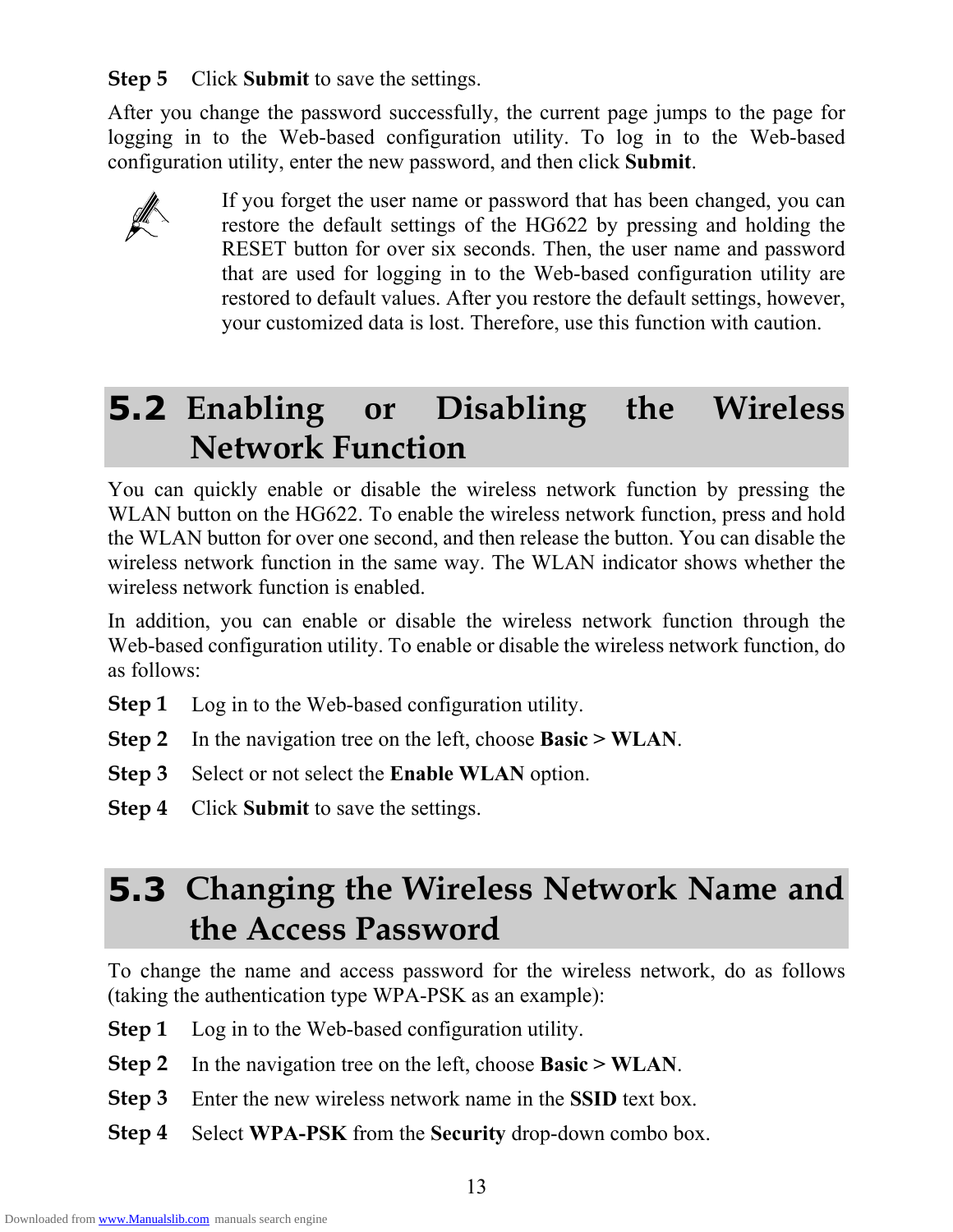**Step 5** Click **Submit** to save the settings.

After you change the password successfully, the current page jumps to the page for logging in to the Web-based configuration utility. To log in to the Web-based configuration utility, enter the new password, and then click **Submit**.

> If you forget the user name or password that has been changed, you can restore the default settings of the HG622 by pressing and holding the RESET button for over six seconds. Then, the user name and password that are used for logging in to the Web-based configuration utility are restored to default values. After you restore the default settings, however, your customized data is lost. Therefore, use this function with caution.

## 5.2 Enabling or Disabling the Wireless Network Function

You can quickly enable or disable the wireless network function by pressing the WLAN button on the HG622. To enable the wireless network function, press and hold the WLAN button for over one second, and then release the button. You can disable the wireless network function in the same way. The WLAN indicator shows whether the wireless network function is enabled.

In addition, you can enable or disable the wireless network function through the Web-based configuration utility. To enable or disable the wireless network function, do as follows:

**Step 1** Log in to the Web-based configuration utility.

**Step 2** In the navigation tree on the left, choose **Basic > WLAN**.

**Step 3** Select or not select the **Enable WLAN** option.

**Step 4** Click **Submit** to save the settings.

## 5.3 Changing the Wireless Network Name and the Access Password

To change the name and access password for the wireless network, do as follows (taking the authentication type WPA-PSK as an example):

**Step 1** Log in to the Web-based configuration utility.

**Step 2** In the navigation tree on the left, choose **Basic > WLAN**.

**Step 3** Enter the new wireless network name in the **SSID** text box.

**Step 4** Select **WPA-PSK** from the **Security** drop-down combo box.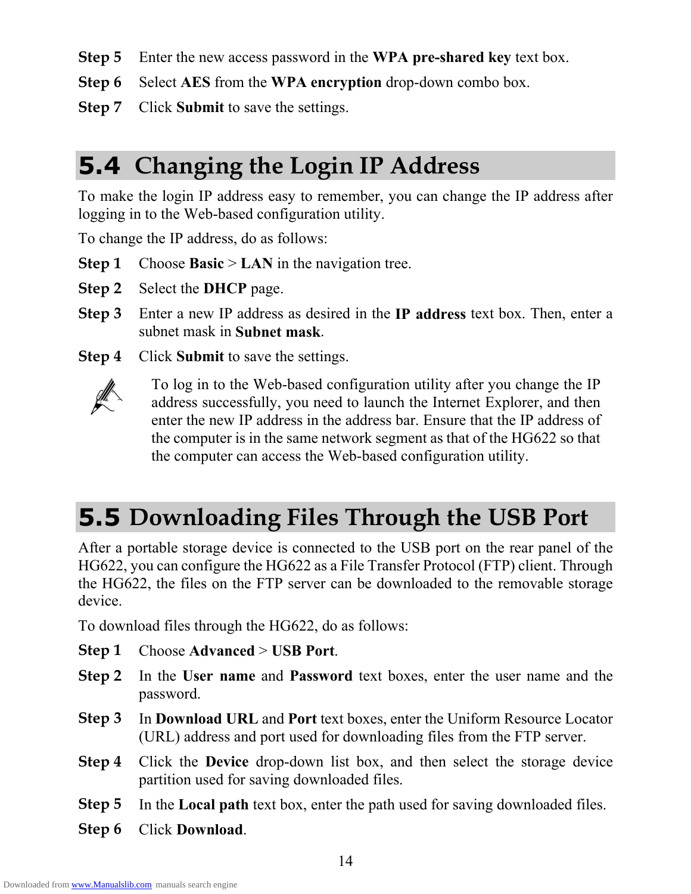**Step 5** Enter the new access password in the **WPA pre-shared key** text box.

**Step 6** Select **AES** from the **WPA encryption** drop-down combo box.

**Step 7** Click **Submit** to save the settings.

## 5.4 Changing the Login IP Address

To make the login IP address easy to remember, you can change the IP address after logging in to the Web-based configuration utility.

To change the IP address, do as follows:

**Step 1** Choose **Basic** > **LAN** in the navigation tree.

**Step 2** Select the **DHCP** page.

**Step 3** Enter a new IP address as desired in the **IP address** text box. Then, enter a subnet mask in **Subnet mask**.

**Step 4** Click **Submit** to save the settings.

> To log in to the Web-based configuration utility after you change the IP address successfully, you need to launch the Internet Explorer, and then enter the new IP address in the address bar. Ensure that the IP address of the computer is in the same network segment as that of the HG622 so that the computer can access the Web-based configuration utility.

## 5.5 Downloading Files Through the USB Port

After a portable storage device is connected to the USB port on the rear panel of the HG622, you can configure the HG622 as a File Transfer Protocol (FTP) client. Through the HG622, the files on the FTP server can be downloaded to the removable storage device.

To download files through the HG622, do as follows:

**Step 1** Choose **Advanced** > **USB Port**.

**Step 2** In the **User name** and **Password** text boxes, enter the user name and the password.

**Step 3** In **Download URL** and **Port** text boxes, enter the Uniform Resource Locator (URL) address and port used for downloading files from the FTP server.

**Step 4** Click the **Device** drop-down list box, and then select the storage device partition used for saving downloaded files.

**Step 5** In the **Local path** text box, enter the path used for saving downloaded files.

**Step 6** Click **Download**.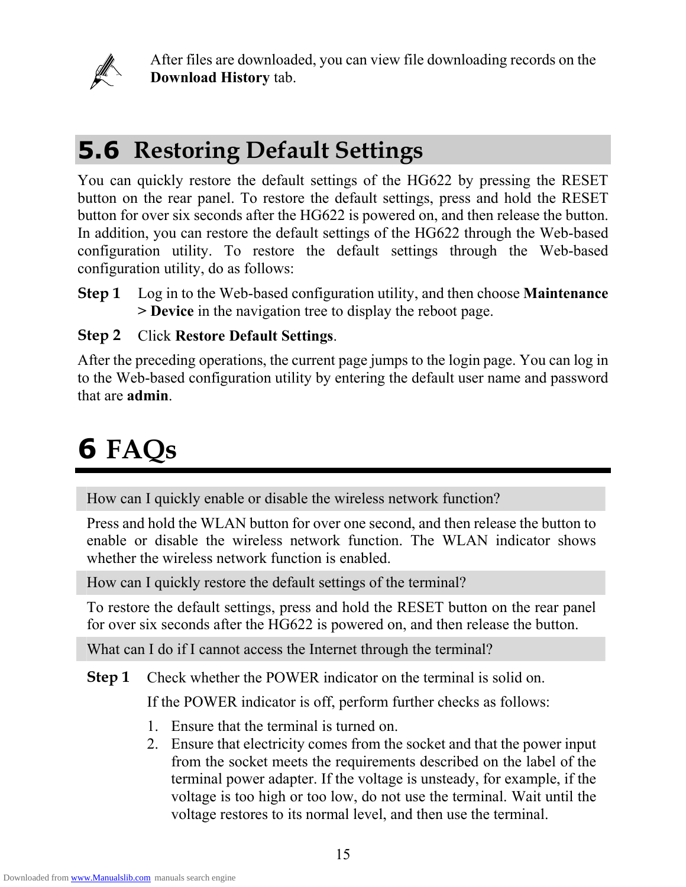After files are downloaded, you can view file downloading records on the **Download History** tab.

## 5.6 Restoring Default Settings

You can quickly restore the default settings of the HG622 by pressing the RESET button on the rear panel. To restore the default settings, press and hold the RESET button for over six seconds after the HG622 is powered on, and then release the button. In addition, you can restore the default settings of the HG622 through the Web-based configuration utility. To restore the default settings through the Web-based configuration utility, do as follows:

**Step 1** Log in to the Web-based configuration utility, and then choose **Maintenance > Device** in the navigation tree to display the reboot page.

**Step 2** Click **Restore Default Settings**.

After the preceding operations, the current page jumps to the login page. You can log in to the Web-based configuration utility by entering the default user name and password that are **admin**.

# 6 FAQs

How can I quickly enable or disable the wireless network function?

Press and hold the WLAN button for over one second, and then release the button to enable or disable the wireless network function. The WLAN indicator shows whether the wireless network function is enabled.

How can I quickly restore the default settings of the terminal?

To restore the default settings, press and hold the RESET button on the rear panel for over six seconds after the HG622 is powered on, and then release the button.

What can I do if I cannot access the Internet through the terminal?

**Step 1** Check whether the POWER indicator on the terminal is solid on.

If the POWER indicator is off, perform further checks as follows:

1. Ensure that the terminal is turned on.
2. Ensure that electricity comes from the socket and that the power input from the socket meets the requirements described on the label of the terminal power adapter. If the voltage is unsteady, for example, if the voltage is too high or too low, do not use the terminal. Wait until the voltage restores to its normal level, and then use the terminal.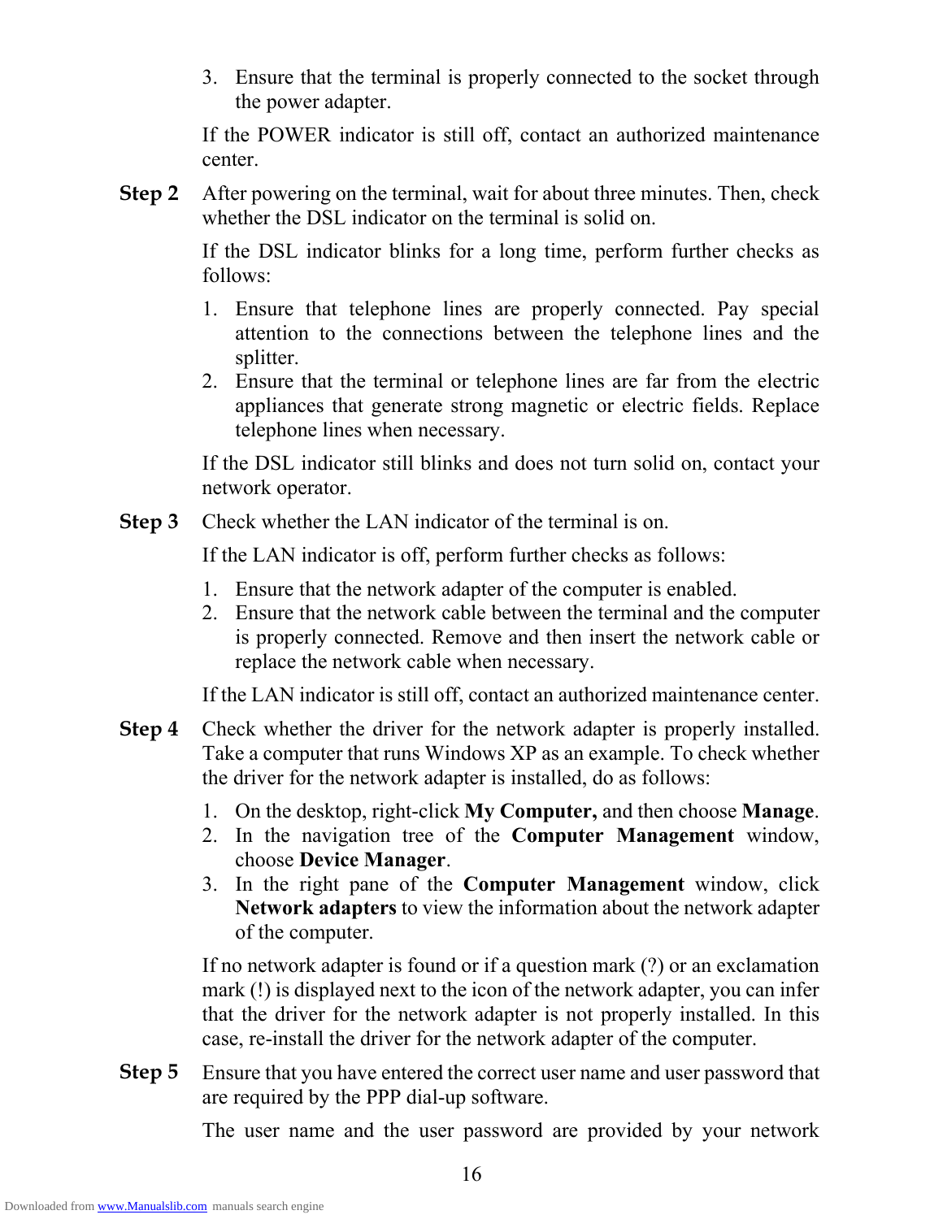3. Ensure that the terminal is properly connected to the socket through the power adapter.

If the POWER indicator is still off, contact an authorized maintenance center.

**Step 2** After powering on the terminal, wait for about three minutes. Then, check whether the DSL indicator on the terminal is solid on.

If the DSL indicator blinks for a long time, perform further checks as follows:

1. Ensure that telephone lines are properly connected. Pay special attention to the connections between the telephone lines and the splitter.
2. Ensure that the terminal or telephone lines are far from the electric appliances that generate strong magnetic or electric fields. Replace telephone lines when necessary.

If the DSL indicator still blinks and does not turn solid on, contact your network operator.

**Step 3** Check whether the LAN indicator of the terminal is on.

If the LAN indicator is off, perform further checks as follows:

1. Ensure that the network adapter of the computer is enabled.
2. Ensure that the network cable between the terminal and the computer is properly connected. Remove and then insert the network cable or replace the network cable when necessary.

If the LAN indicator is still off, contact an authorized maintenance center.

**Step 4** Check whether the driver for the network adapter is properly installed. Take a computer that runs Windows XP as an example. To check whether the driver for the network adapter is installed, do as follows:

1. On the desktop, right-click **My Computer,** and then choose **Manage**.
2. In the navigation tree of the **Computer Management** window, choose **Device Manager**.
3. In the right pane of the **Computer Management** window, click **Network adapters** to view the information about the network adapter of the computer.

If no network adapter is found or if a question mark (?) or an exclamation mark (!) is displayed next to the icon of the network adapter, you can infer that the driver for the network adapter is not properly installed. In this case, re-install the driver for the network adapter of the computer.

**Step 5** Ensure that you have entered the correct user name and user password that are required by the PPP dial-up software.

The user name and the user password are provided by your network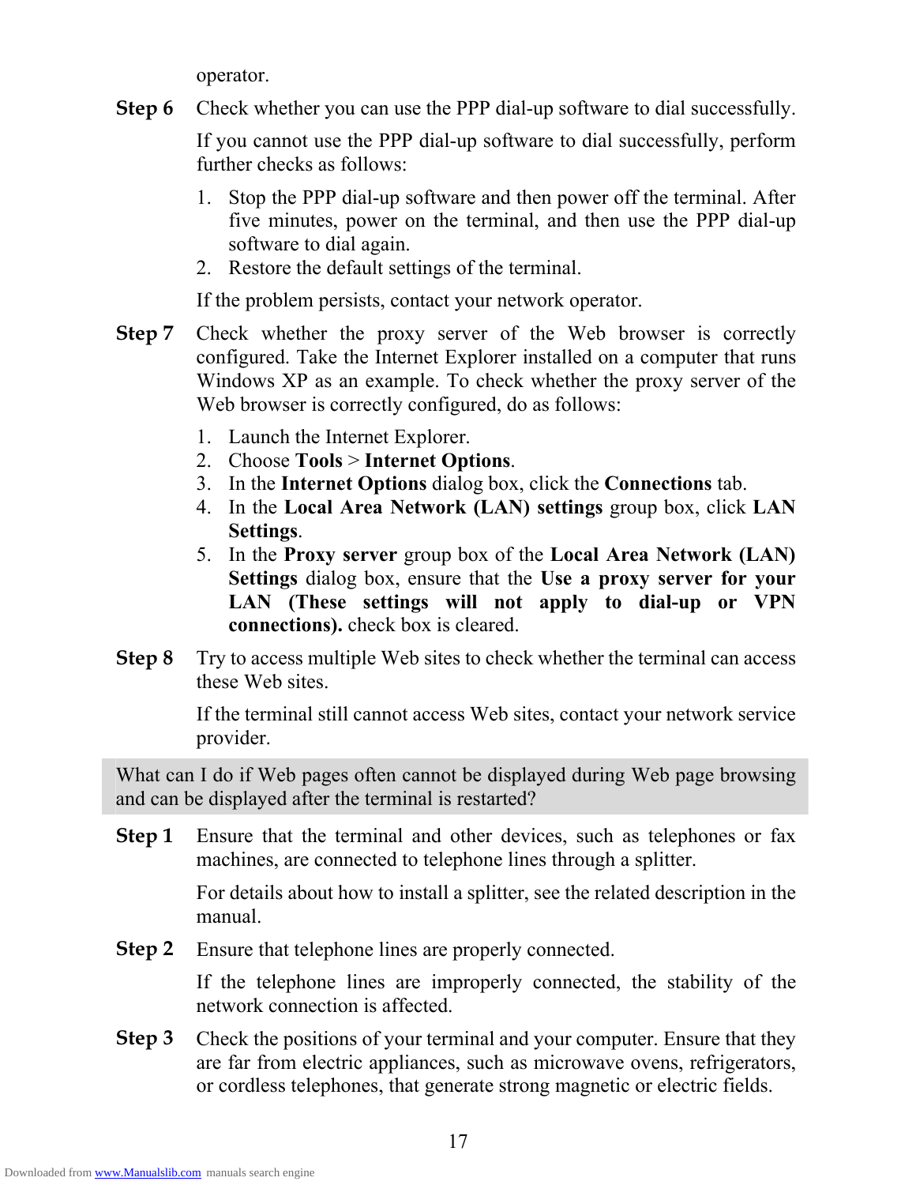operator.

**Step 6** Check whether you can use the PPP dial-up software to dial successfully.

If you cannot use the PPP dial-up software to dial successfully, perform further checks as follows:

1. Stop the PPP dial-up software and then power off the terminal. After five minutes, power on the terminal, and then use the PPP dial-up software to dial again.
2. Restore the default settings of the terminal.

If the problem persists, contact your network operator.

**Step 7** Check whether the proxy server of the Web browser is correctly configured. Take the Internet Explorer installed on a computer that runs Windows XP as an example. To check whether the proxy server of the Web browser is correctly configured, do as follows:

1. Launch the Internet Explorer.
2. Choose **Tools** > **Internet Options**.
3. In the **Internet Options** dialog box, click the **Connections** tab.
4. In the **Local Area Network (LAN) settings** group box, click **LAN Settings**.
5. In the **Proxy server** group box of the **Local Area Network (LAN) Settings** dialog box, ensure that the **Use a proxy server for your LAN (These settings will not apply to dial-up or VPN connections).** check box is cleared.

**Step 8** Try to access multiple Web sites to check whether the terminal can access these Web sites.

If the terminal still cannot access Web sites, contact your network service provider.

### What can I do if Web pages often cannot be displayed during Web page browsing and can be displayed after the terminal is restarted?

**Step 1** Ensure that the terminal and other devices, such as telephones or fax machines, are connected to telephone lines through a splitter.

For details about how to install a splitter, see the related description in the manual.

**Step 2** Ensure that telephone lines are properly connected.

If the telephone lines are improperly connected, the stability of the network connection is affected.

**Step 3** Check the positions of your terminal and your computer. Ensure that they are far from electric appliances, such as microwave ovens, refrigerators, or cordless telephones, that generate strong magnetic or electric fields.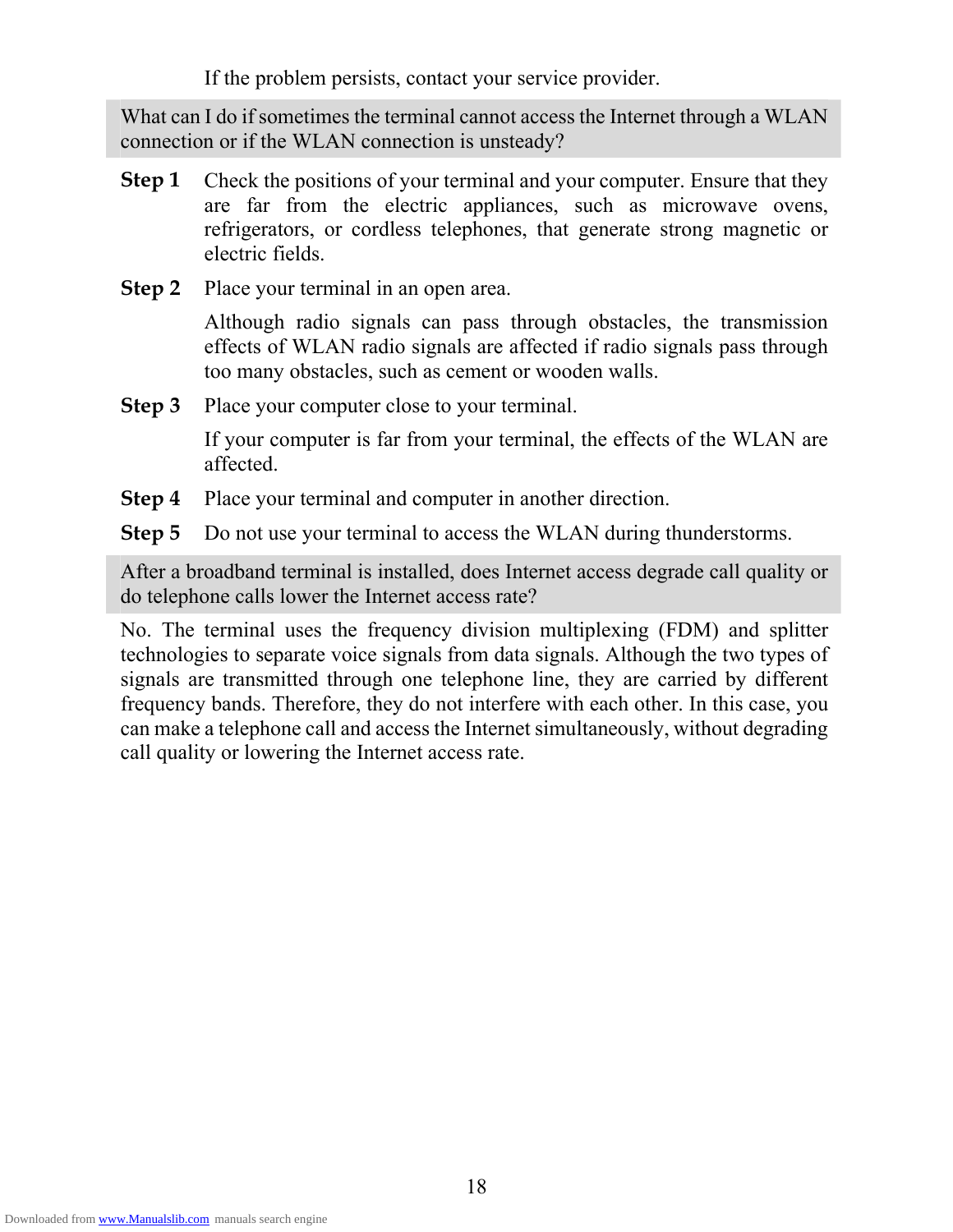If the problem persists, contact your service provider.

**What can I do if sometimes the terminal cannot access the Internet through a WLAN connection or if the WLAN connection is unsteady?**

**Step 1** Check the positions of your terminal and your computer. Ensure that they are far from the electric appliances, such as microwave ovens, refrigerators, or cordless telephones, that generate strong magnetic or electric fields.

**Step 2** Place your terminal in an open area.

Although radio signals can pass through obstacles, the transmission effects of WLAN radio signals are affected if radio signals pass through too many obstacles, such as cement or wooden walls.

**Step 3** Place your computer close to your terminal.

If your computer is far from your terminal, the effects of the WLAN are affected.

**Step 4** Place your terminal and computer in another direction.

**Step 5** Do not use your terminal to access the WLAN during thunderstorms.

**After a broadband terminal is installed, does Internet access degrade call quality or do telephone calls lower the Internet access rate?**

No. The terminal uses the frequency division multiplexing (FDM) and splitter technologies to separate voice signals from data signals. Although the two types of signals are transmitted through one telephone line, they are carried by different frequency bands. Therefore, they do not interfere with each other. In this case, you can make a telephone call and access the Internet simultaneously, without degrading call quality or lowering the Internet access rate.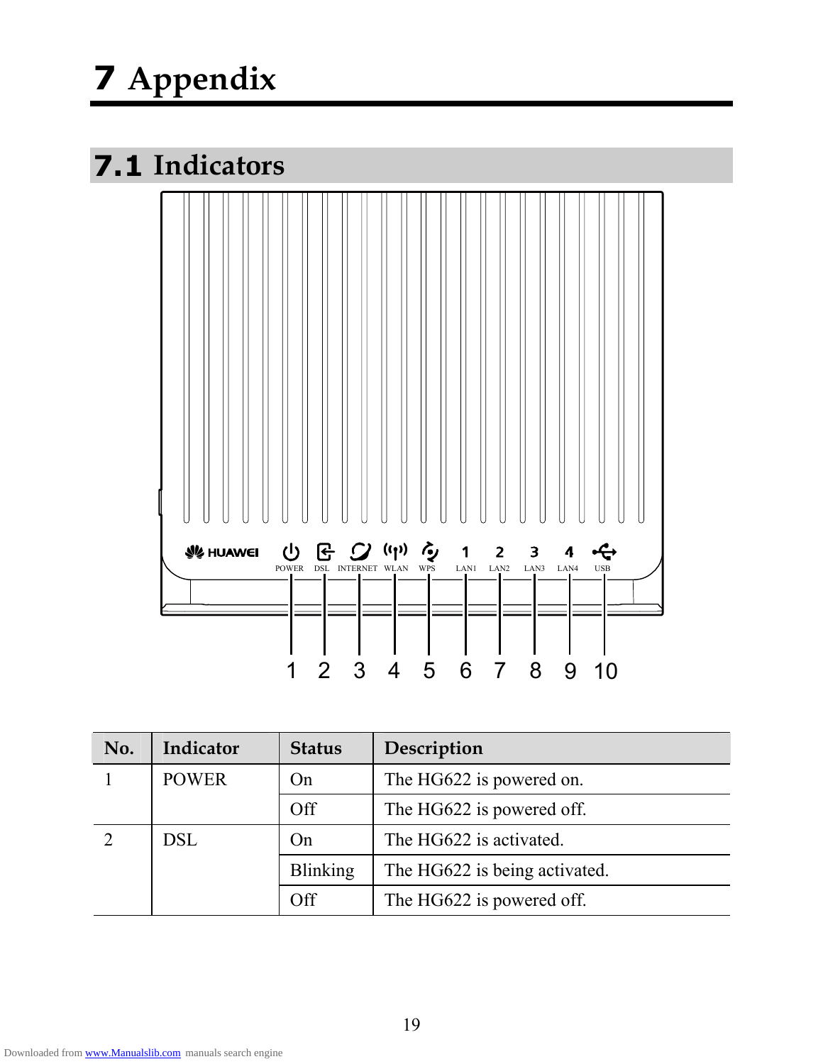# 7 Appendix

## 7.1 Indicators

| No. | Indicator | Status | Description |
|---|---|---|---|
| 1 | POWER | On | The HG622 is powered on. |
| | | Off | The HG622 is powered off. |
| 2 | DSL | On | The HG622 is activated. |
| | | Blinking | The HG622 is being activated. |
| | | Off | The HG622 is powered off. |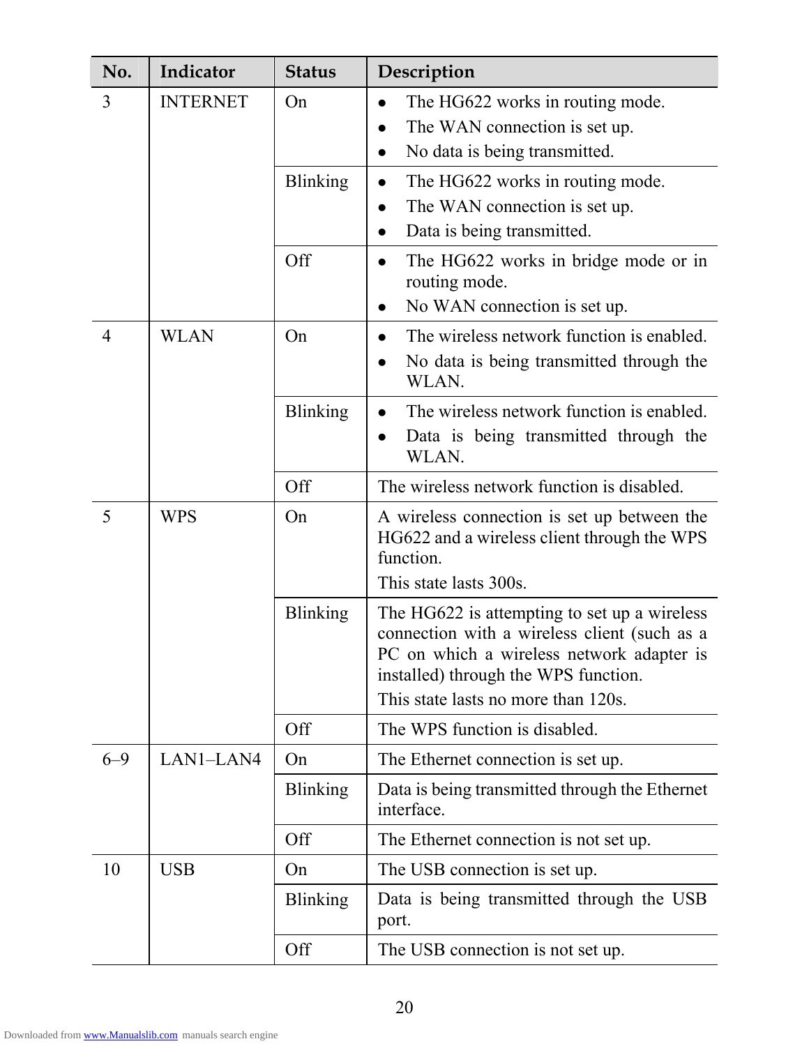| No. | Indicator | Status | Description |
|---|---|---|---|
| 3 | INTERNET | On | • The HG622 works in routing mode.<br>• The WAN connection is set up.<br>• No data is being transmitted. |
| | | Blinking | • The HG622 works in routing mode.<br>• The WAN connection is set up.<br>• Data is being transmitted. |
| | | Off | • The HG622 works in bridge mode or in routing mode.<br>• No WAN connection is set up. |
| 4 | WLAN | On | • The wireless network function is enabled.<br>• No data is being transmitted through the WLAN. |
| | | Blinking | • The wireless network function is enabled.<br>• Data is being transmitted through the WLAN. |
| | | Off | The wireless network function is disabled. |
| 5 | WPS | On | A wireless connection is set up between the HG622 and a wireless client through the WPS function.<br>This state lasts 300s. |
| | | Blinking | The HG622 is attempting to set up a wireless connection with a wireless client (such as a PC on which a wireless network adapter is installed) through the WPS function.<br>This state lasts no more than 120s. |
| | | Off | The WPS function is disabled. |
| 6–9 | LAN1–LAN4 | On | The Ethernet connection is set up. |
| | | Blinking | Data is being transmitted through the Ethernet interface. |
| | | Off | The Ethernet connection is not set up. |
| 10 | USB | On | The USB connection is set up. |
| | | Blinking | Data is being transmitted through the USB port. |
| | | Off | The USB connection is not set up. |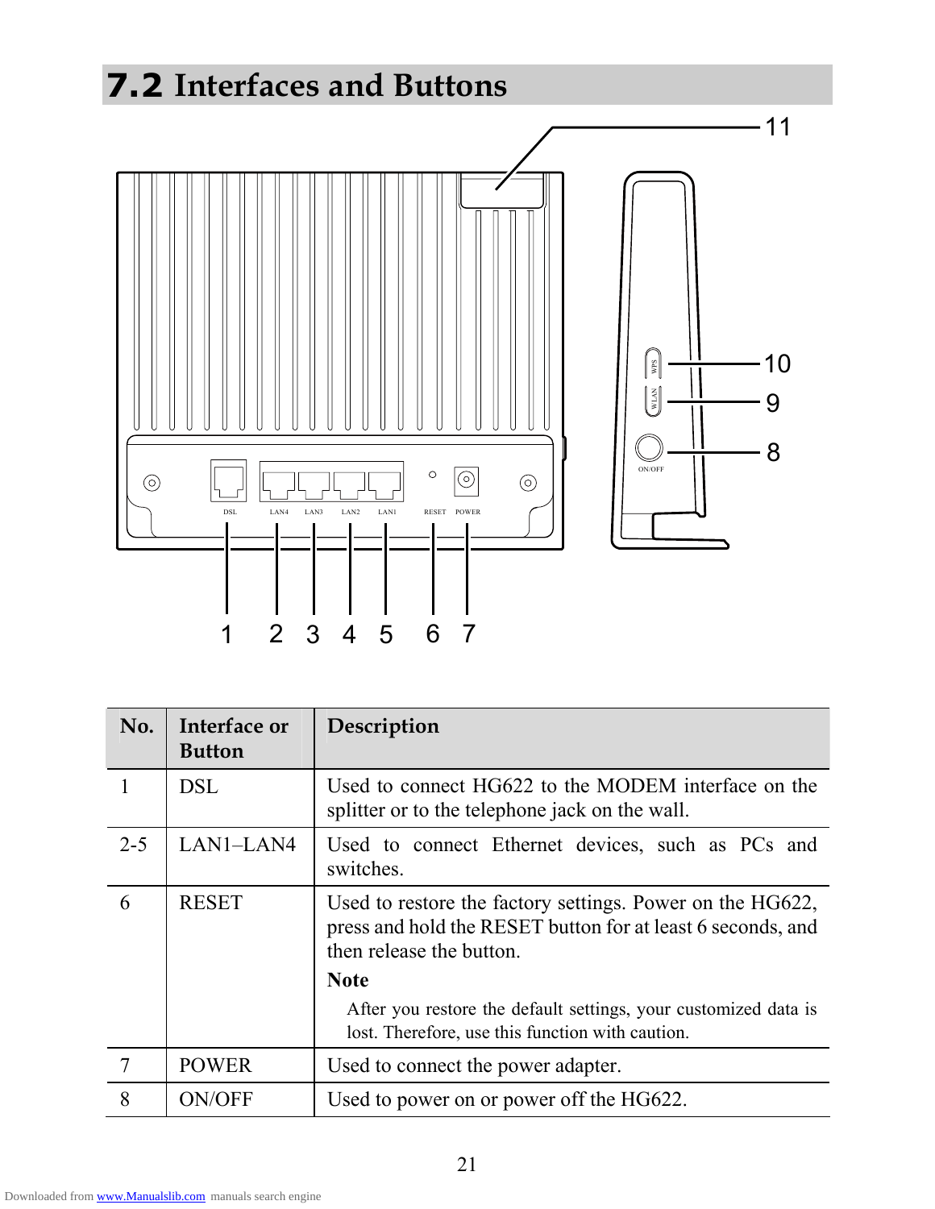## 7.2 Interfaces and Buttons

| No. | Interface or Button | Description |
|---|---|---|
| 1 | DSL | Used to connect HG622 to the MODEM interface on the splitter or to the telephone jack on the wall. |
| 2-5 | LAN1–LAN4 | Used to connect Ethernet devices, such as PCs and switches. |
| 6 | RESET | Used to restore the factory settings. Power on the HG622, press and hold the RESET button for at least 6 seconds, and then release the button. **Note** After you restore the default settings, your customized data is lost. Therefore, use this function with caution. |
| 7 | POWER | Used to connect the power adapter. |
| 8 | ON/OFF | Used to power on or power off the HG622. |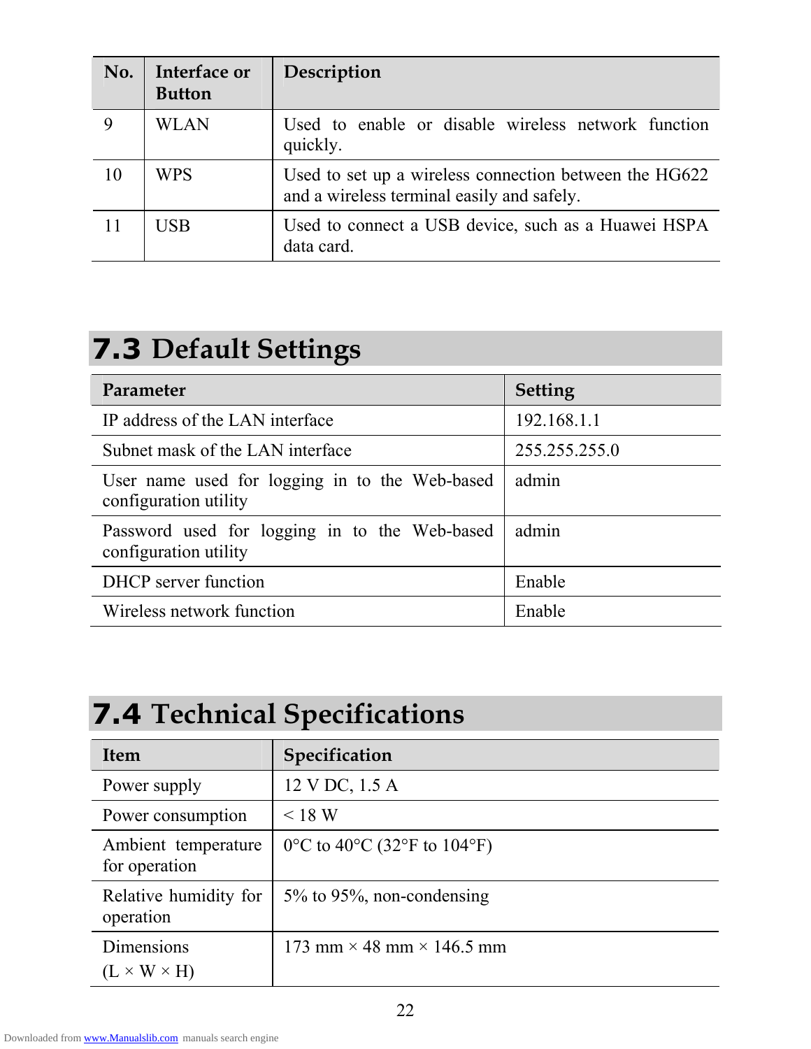| No. | Interface or Button | Description |
| --- | --- | --- |
| 9 | WLAN | Used to enable or disable wireless network function quickly. |
| 10 | WPS | Used to set up a wireless connection between the HG622 and a wireless terminal easily and safely. |
| 11 | USB | Used to connect a USB device, such as a Huawei HSPA data card. |

## 7.3 Default Settings

| Parameter | Setting |
| --- | --- |
| IP address of the LAN interface | 192.168.1.1 |
| Subnet mask of the LAN interface | 255.255.255.0 |
| User name used for logging in to the Web-based configuration utility | admin |
| Password used for logging in to the Web-based configuration utility | admin |
| DHCP server function | Enable |
| Wireless network function | Enable |

## 7.4 Technical Specifications

| Item | Specification |
| --- | --- |
| Power supply | 12 V DC, 1.5 A |
| Power consumption | < 18 W |
| Ambient temperature for operation | 0°C to 40°C (32°F to 104°F) |
| Relative humidity for operation | 5% to 95%, non-condensing |
| Dimensions (L × W × H) | 173 mm × 48 mm × 146.5 mm |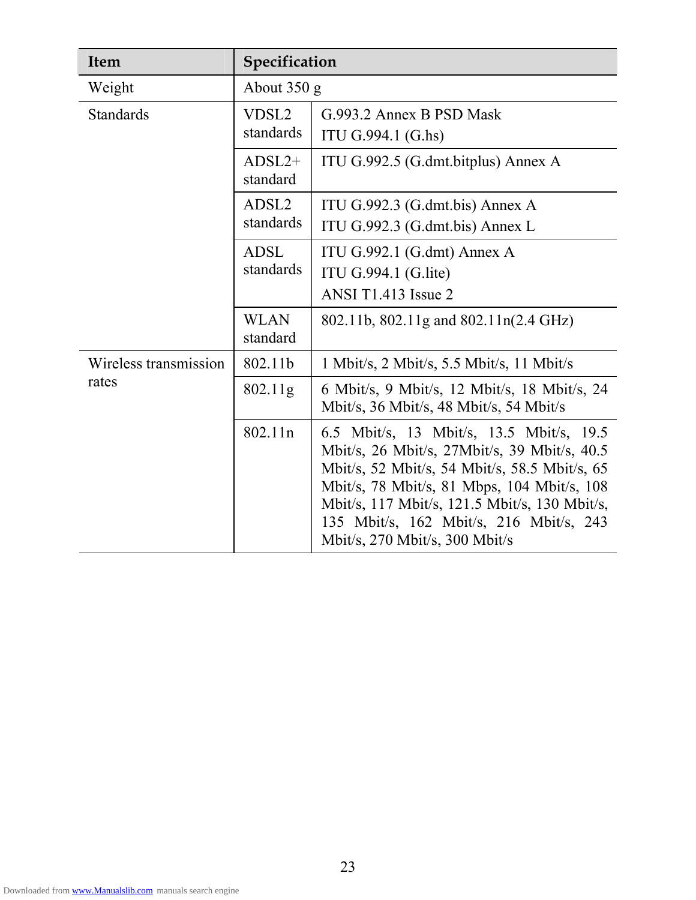| Item | Specification | |
|---|---|---|
| Weight | About 350 g | |
| Standards | VDSL2 standards | G.993.2 Annex B PSD Mask<br>ITU G.994.1 (G.hs) |
| | ADSL2+ standard | ITU G.992.5 (G.dmt.bitplus) Annex A |
| | ADSL2 standards | ITU G.992.3 (G.dmt.bis) Annex A<br>ITU G.992.3 (G.dmt.bis) Annex L |
| | ADSL standards | ITU G.992.1 (G.dmt) Annex A<br>ITU G.994.1 (G.lite)<br>ANSI T1.413 Issue 2 |
| | WLAN standard | 802.11b, 802.11g and 802.11n(2.4 GHz) |
| Wireless transmission rates | 802.11b | 1 Mbit/s, 2 Mbit/s, 5.5 Mbit/s, 11 Mbit/s |
| | 802.11g | 6 Mbit/s, 9 Mbit/s, 12 Mbit/s, 18 Mbit/s, 24 Mbit/s, 36 Mbit/s, 48 Mbit/s, 54 Mbit/s |
| | 802.11n | 6.5 Mbit/s, 13 Mbit/s, 13.5 Mbit/s, 19.5 Mbit/s, 26 Mbit/s, 27Mbit/s, 39 Mbit/s, 40.5 Mbit/s, 52 Mbit/s, 54 Mbit/s, 58.5 Mbit/s, 65 Mbit/s, 78 Mbit/s, 81 Mbps, 104 Mbit/s, 108 Mbit/s, 117 Mbit/s, 121.5 Mbit/s, 130 Mbit/s, 135 Mbit/s, 162 Mbit/s, 216 Mbit/s, 243 Mbit/s, 270 Mbit/s, 300 Mbit/s |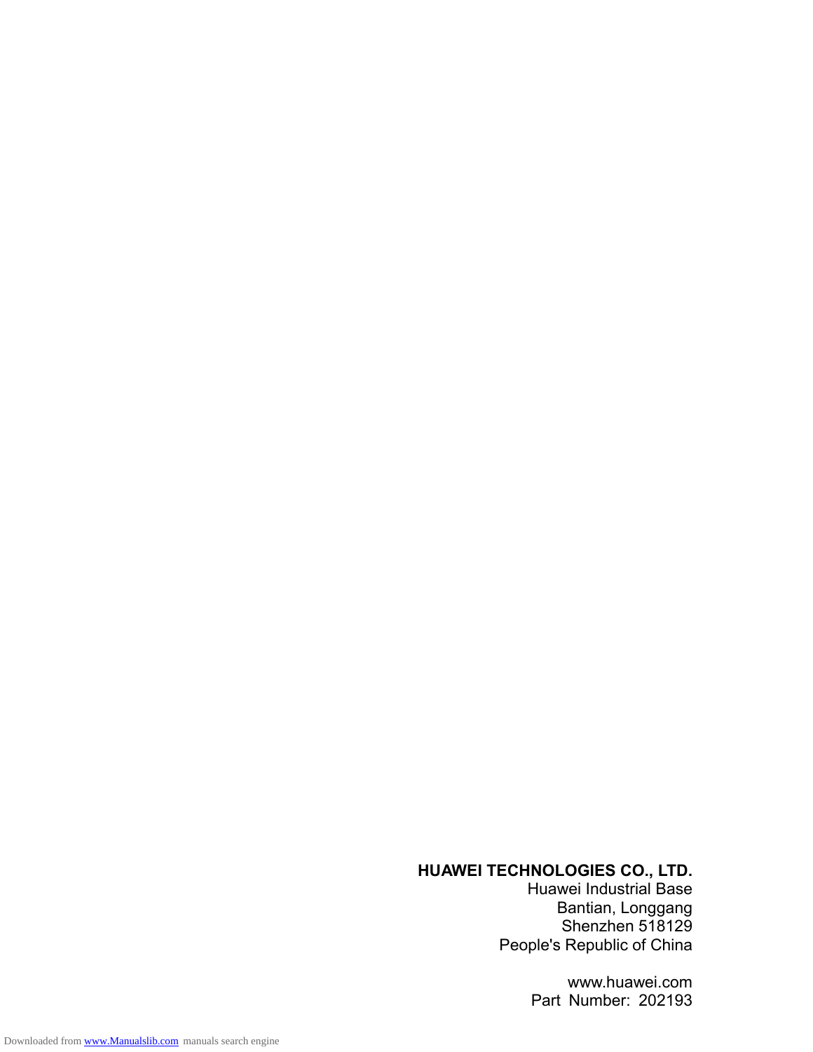**HUAWEI TECHNOLOGIES CO., LTD.**

Huawei Industrial Base
Bantian, Longgang
Shenzhen 518129
People's Republic of China

www.huawei.com
Part Number: 202193